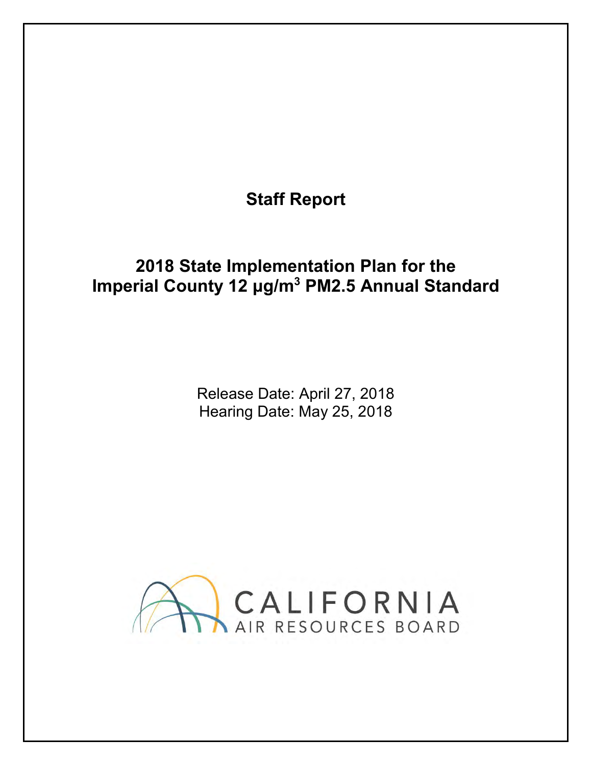# Staff Report

## 2018 State Implementation Plan for the Imperial County 12 µg/m$^3$ PM2.5 Annual Standard

Release Date: April 27, 2018
Hearing Date: May 25, 2018

CALIFORNIA
AIR RESOURCES BOARD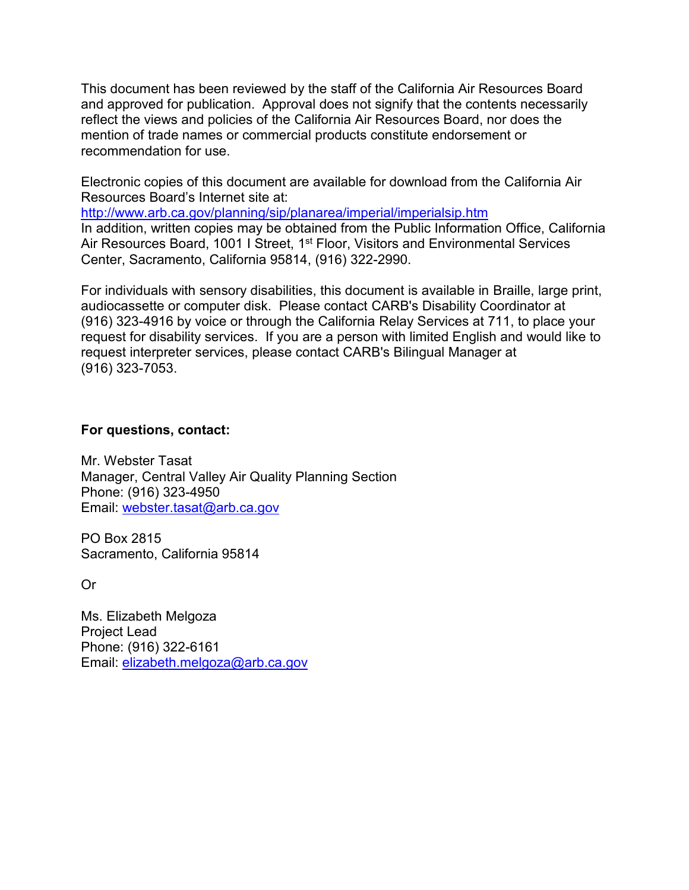This document has been reviewed by the staff of the California Air Resources Board and approved for publication. Approval does not signify that the contents necessarily reflect the views and policies of the California Air Resources Board, nor does the mention of trade names or commercial products constitute endorsement or recommendation for use.

Electronic copies of this document are available for download from the California Air Resources Board's Internet site at:
http://www.arb.ca.gov/planning/sip/planarea/imperial/imperialsip.htm
In addition, written copies may be obtained from the Public Information Office, California Air Resources Board, 1001 I Street, 1st Floor, Visitors and Environmental Services Center, Sacramento, California 95814, (916) 322-2990.

For individuals with sensory disabilities, this document is available in Braille, large print, audiocassette or computer disk. Please contact CARB's Disability Coordinator at (916) 323-4916 by voice or through the California Relay Services at 711, to place your request for disability services. If you are a person with limited English and would like to request interpreter services, please contact CARB's Bilingual Manager at (916) 323-7053.

**For questions, contact:**

Mr. Webster Tasat
Manager, Central Valley Air Quality Planning Section
Phone: (916) 323-4950
Email: webster.tasat@arb.ca.gov

PO Box 2815
Sacramento, California 95814

Or

Ms. Elizabeth Melgoza
Project Lead
Phone: (916) 322-6161
Email: elizabeth.melgoza@arb.ca.gov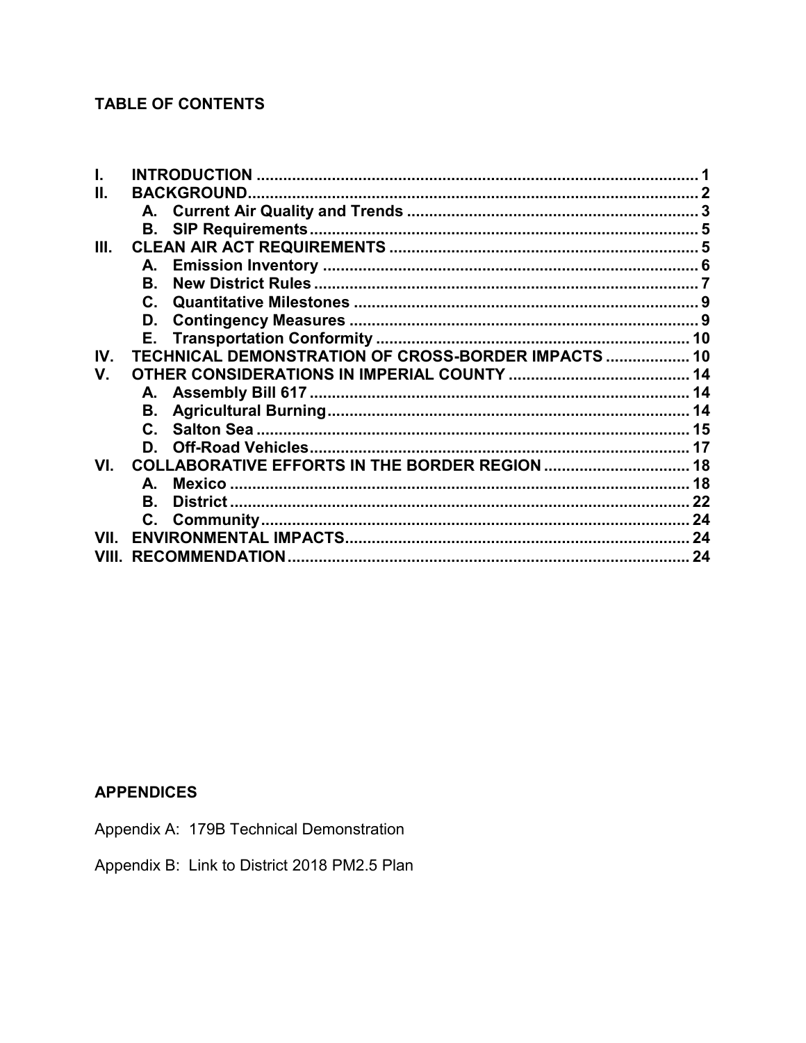## TABLE OF CONTENTS

| | | |
|---|---|---|
| **I.** | **INTRODUCTION** | **1** |
| **II.** | **BACKGROUND** | **2** |
| | **A. Current Air Quality and Trends** | **3** |
| | **B. SIP Requirements** | **5** |
| **III.** | **CLEAN AIR ACT REQUIREMENTS** | **5** |
| | **A. Emission Inventory** | **6** |
| | **B. New District Rules** | **7** |
| | **C. Quantitative Milestones** | **9** |
| | **D. Contingency Measures** | **9** |
| | **E. Transportation Conformity** | **10** |
| **IV.** | **TECHNICAL DEMONSTRATION OF CROSS-BORDER IMPACTS** | **10** |
| **V.** | **OTHER CONSIDERATIONS IN IMPERIAL COUNTY** | **14** |
| | **A. Assembly Bill 617** | **14** |
| | **B. Agricultural Burning** | **14** |
| | **C. Salton Sea** | **15** |
| | **D. Off-Road Vehicles** | **17** |
| **VI.** | **COLLABORATIVE EFFORTS IN THE BORDER REGION** | **18** |
| | **A. Mexico** | **18** |
| | **B. District** | **22** |
| | **C. Community** | **24** |
| **VII.** | **ENVIRONMENTAL IMPACTS** | **24** |
| **VIII.** | **RECOMMENDATION** | **24** |

## APPENDICES

Appendix A: 179B Technical Demonstration

Appendix B: Link to District 2018 PM2.5 Plan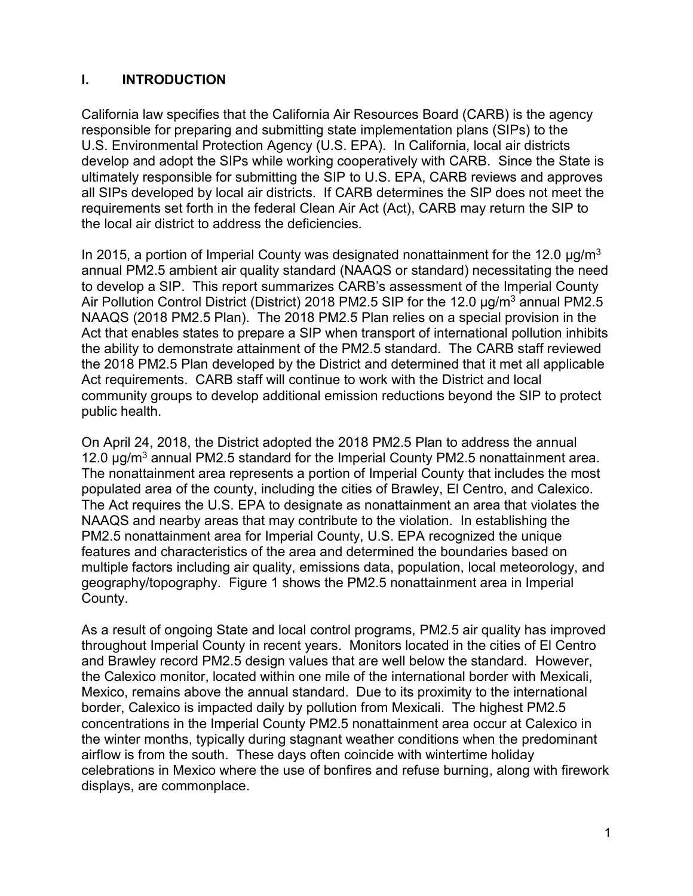# I. INTRODUCTION

California law specifies that the California Air Resources Board (CARB) is the agency responsible for preparing and submitting state implementation plans (SIPs) to the U.S. Environmental Protection Agency (U.S. EPA). In California, local air districts develop and adopt the SIPs while working cooperatively with CARB. Since the State is ultimately responsible for submitting the SIP to U.S. EPA, CARB reviews and approves all SIPs developed by local air districts. If CARB determines the SIP does not meet the requirements set forth in the federal Clean Air Act (Act), CARB may return the SIP to the local air district to address the deficiencies.

In 2015, a portion of Imperial County was designated nonattainment for the 12.0 $\mu g/m^3$ annual PM2.5 ambient air quality standard (NAAQS or standard) necessitating the need to develop a SIP. This report summarizes CARB's assessment of the Imperial County Air Pollution Control District (District) 2018 PM2.5 SIP for the 12.0 $\mu g/m^3$ annual PM2.5 NAAQS (2018 PM2.5 Plan). The 2018 PM2.5 Plan relies on a special provision in the Act that enables states to prepare a SIP when transport of international pollution inhibits the ability to demonstrate attainment of the PM2.5 standard. The CARB staff reviewed the 2018 PM2.5 Plan developed by the District and determined that it met all applicable Act requirements. CARB staff will continue to work with the District and local community groups to develop additional emission reductions beyond the SIP to protect public health.

On April 24, 2018, the District adopted the 2018 PM2.5 Plan to address the annual 12.0 $\mu g/m^3$ annual PM2.5 standard for the Imperial County PM2.5 nonattainment area. The nonattainment area represents a portion of Imperial County that includes the most populated area of the county, including the cities of Brawley, El Centro, and Calexico. The Act requires the U.S. EPA to designate as nonattainment an area that violates the NAAQS and nearby areas that may contribute to the violation. In establishing the PM2.5 nonattainment area for Imperial County, U.S. EPA recognized the unique features and characteristics of the area and determined the boundaries based on multiple factors including air quality, emissions data, population, local meteorology, and geography/topography. Figure 1 shows the PM2.5 nonattainment area in Imperial County.

As a result of ongoing State and local control programs, PM2.5 air quality has improved throughout Imperial County in recent years. Monitors located in the cities of El Centro and Brawley record PM2.5 design values that are well below the standard. However, the Calexico monitor, located within one mile of the international border with Mexicali, Mexico, remains above the annual standard. Due to its proximity to the international border, Calexico is impacted daily by pollution from Mexicali. The highest PM2.5 concentrations in the Imperial County PM2.5 nonattainment area occur at Calexico in the winter months, typically during stagnant weather conditions when the predominant airflow is from the south. These days often coincide with wintertime holiday celebrations in Mexico where the use of bonfires and refuse burning, along with firework displays, are commonplace.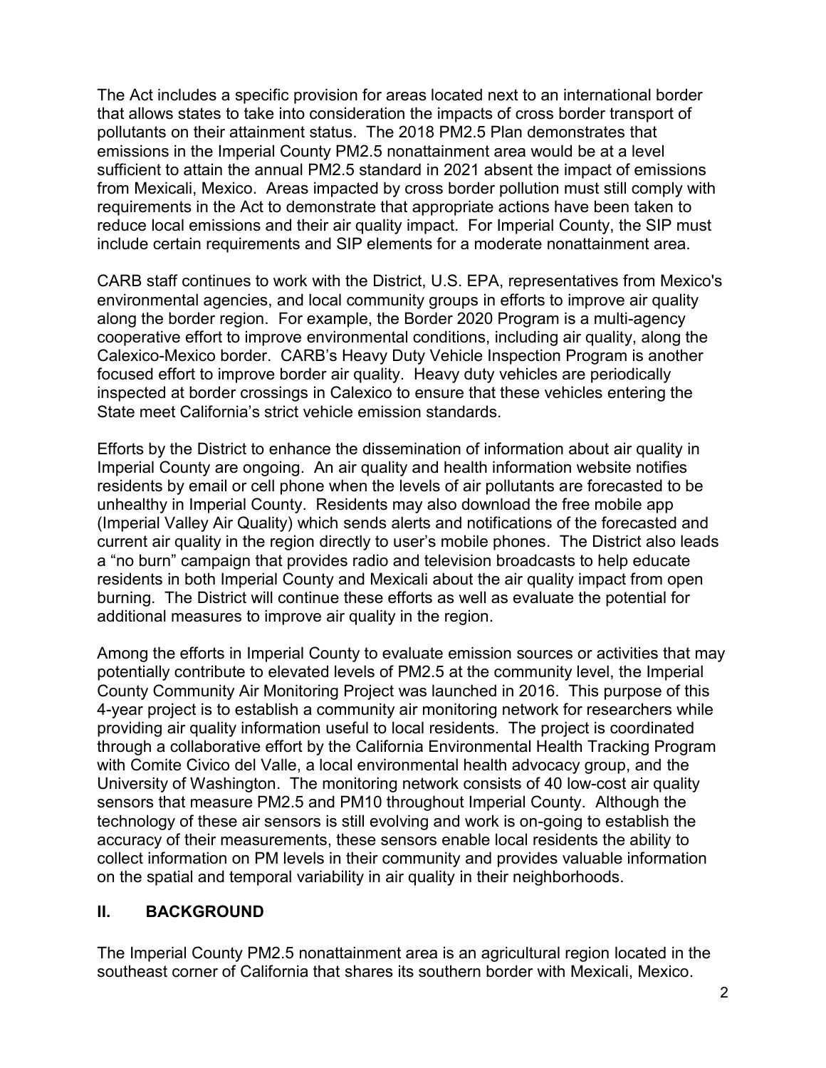The Act includes a specific provision for areas located next to an international border that allows states to take into consideration the impacts of cross border transport of pollutants on their attainment status. The 2018 PM2.5 Plan demonstrates that emissions in the Imperial County PM2.5 nonattainment area would be at a level sufficient to attain the annual PM2.5 standard in 2021 absent the impact of emissions from Mexicali, Mexico. Areas impacted by cross border pollution must still comply with requirements in the Act to demonstrate that appropriate actions have been taken to reduce local emissions and their air quality impact. For Imperial County, the SIP must include certain requirements and SIP elements for a moderate nonattainment area.

CARB staff continues to work with the District, U.S. EPA, representatives from Mexico's environmental agencies, and local community groups in efforts to improve air quality along the border region. For example, the Border 2020 Program is a multi-agency cooperative effort to improve environmental conditions, including air quality, along the Calexico-Mexico border. CARB's Heavy Duty Vehicle Inspection Program is another focused effort to improve border air quality. Heavy duty vehicles are periodically inspected at border crossings in Calexico to ensure that these vehicles entering the State meet California's strict vehicle emission standards.

Efforts by the District to enhance the dissemination of information about air quality in Imperial County are ongoing. An air quality and health information website notifies residents by email or cell phone when the levels of air pollutants are forecasted to be unhealthy in Imperial County. Residents may also download the free mobile app (Imperial Valley Air Quality) which sends alerts and notifications of the forecasted and current air quality in the region directly to user's mobile phones. The District also leads a "no burn" campaign that provides radio and television broadcasts to help educate residents in both Imperial County and Mexicali about the air quality impact from open burning. The District will continue these efforts as well as evaluate the potential for additional measures to improve air quality in the region.

Among the efforts in Imperial County to evaluate emission sources or activities that may potentially contribute to elevated levels of PM2.5 at the community level, the Imperial County Community Air Monitoring Project was launched in 2016. This purpose of this 4-year project is to establish a community air monitoring network for researchers while providing air quality information useful to local residents. The project is coordinated through a collaborative effort by the California Environmental Health Tracking Program with Comite Civico del Valle, a local environmental health advocacy group, and the University of Washington. The monitoring network consists of 40 low-cost air quality sensors that measure PM2.5 and PM10 throughout Imperial County. Although the technology of these air sensors is still evolving and work is on-going to establish the accuracy of their measurements, these sensors enable local residents the ability to collect information on PM levels in their community and provides valuable information on the spatial and temporal variability in air quality in their neighborhoods.

## II. BACKGROUND

The Imperial County PM2.5 nonattainment area is an agricultural region located in the southeast corner of California that shares its southern border with Mexicali, Mexico.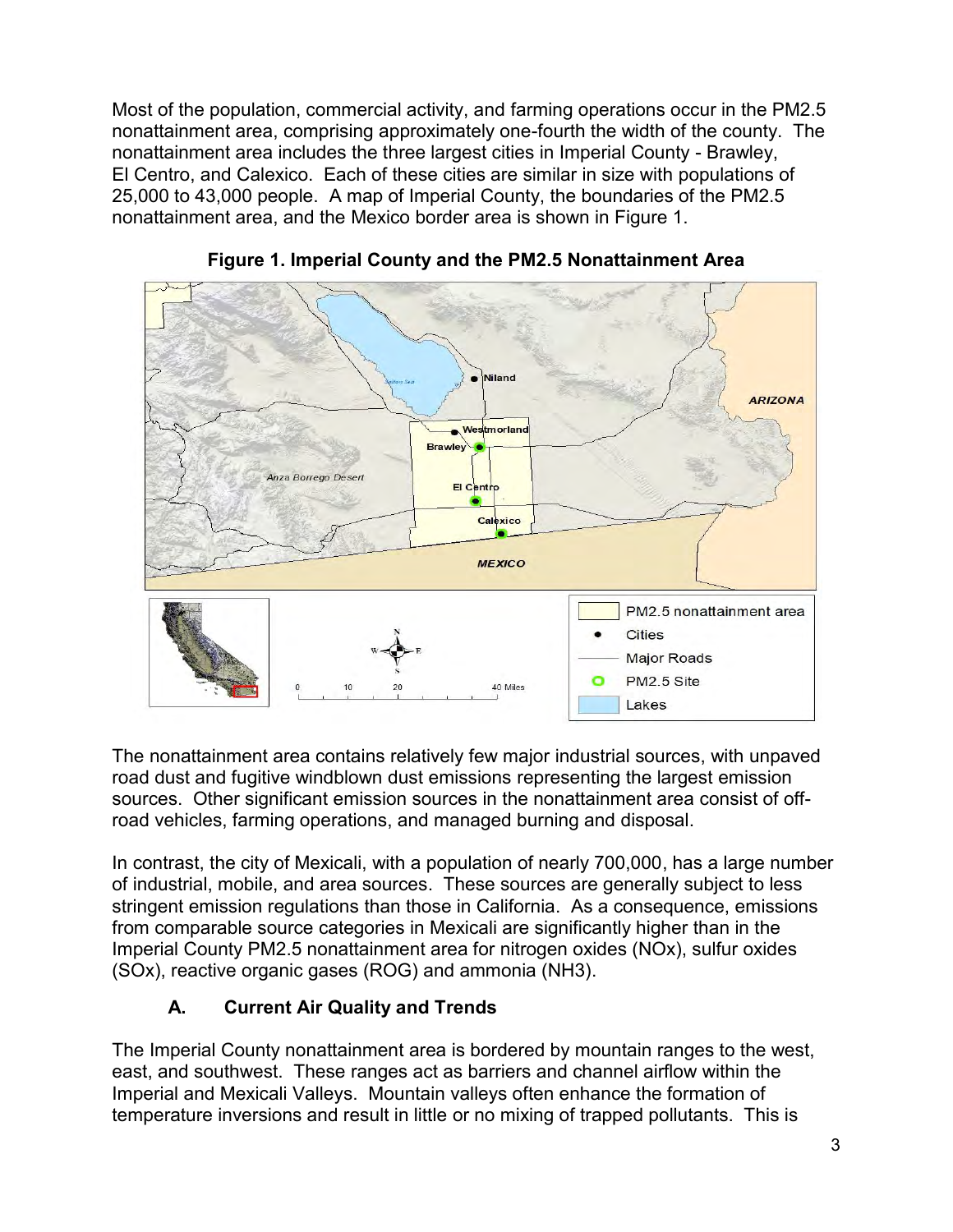Most of the population, commercial activity, and farming operations occur in the PM2.5 nonattainment area, comprising approximately one-fourth the width of the county. The nonattainment area includes the three largest cities in Imperial County - Brawley, El Centro, and Calexico. Each of these cities are similar in size with populations of 25,000 to 43,000 people. A map of Imperial County, the boundaries of the PM2.5 nonattainment area, and the Mexico border area is shown in Figure 1.

**Figure 1. Imperial County and the PM2.5 Nonattainment Area**

The nonattainment area contains relatively few major industrial sources, with unpaved road dust and fugitive windblown dust emissions representing the largest emission sources. Other significant emission sources in the nonattainment area consist of off-road vehicles, farming operations, and managed burning and disposal.

In contrast, the city of Mexicali, with a population of nearly 700,000, has a large number of industrial, mobile, and area sources. These sources are generally subject to less stringent emission regulations than those in California. As a consequence, emissions from comparable source categories in Mexicali are significantly higher than in the Imperial County PM2.5 nonattainment area for nitrogen oxides (NOx), sulfur oxides (SOx), reactive organic gases (ROG) and ammonia (NH3).

### A. Current Air Quality and Trends

The Imperial County nonattainment area is bordered by mountain ranges to the west, east, and southwest. These ranges act as barriers and channel airflow within the Imperial and Mexicali Valleys. Mountain valleys often enhance the formation of temperature inversions and result in little or no mixing of trapped pollutants. This is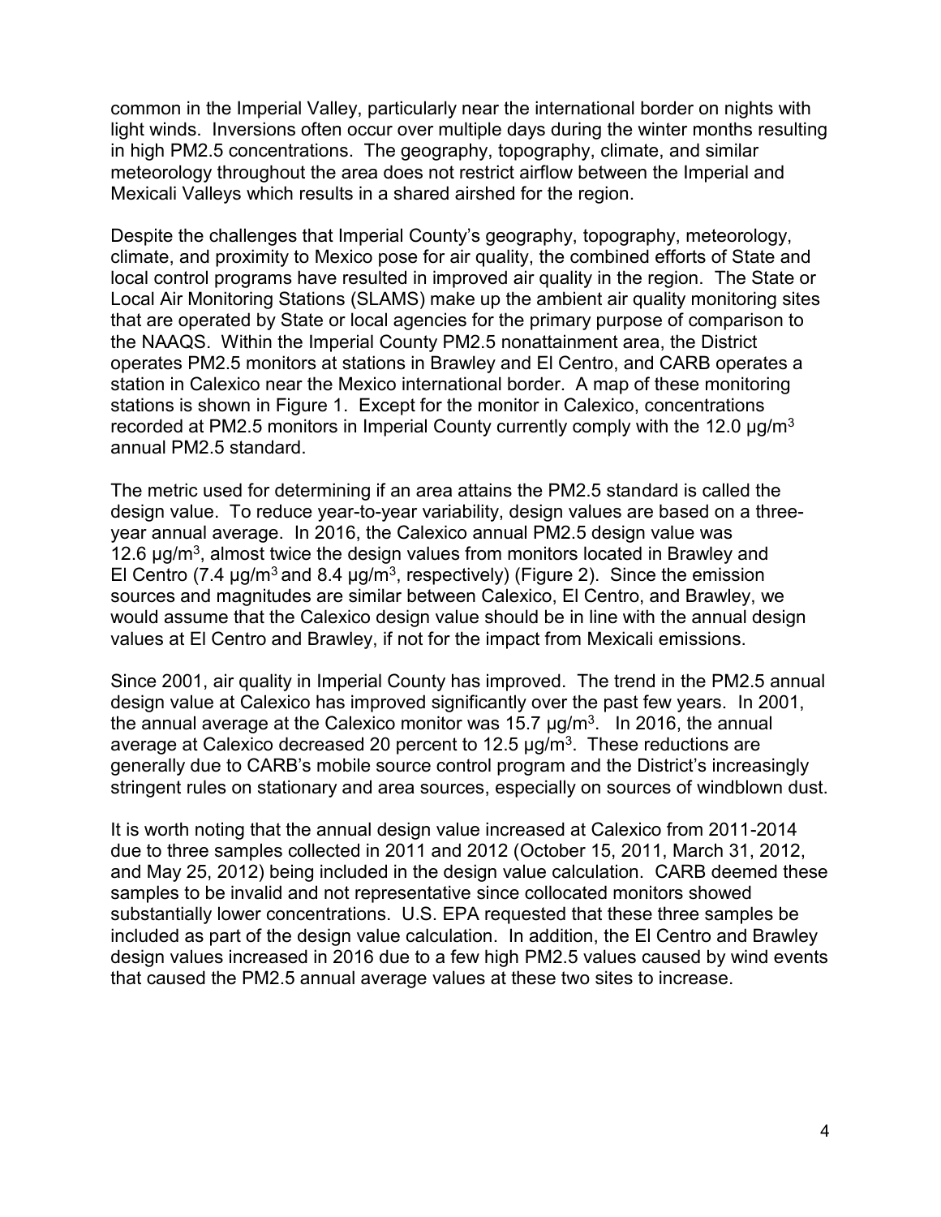common in the Imperial Valley, particularly near the international border on nights with light winds. Inversions often occur over multiple days during the winter months resulting in high PM2.5 concentrations. The geography, topography, climate, and similar meteorology throughout the area does not restrict airflow between the Imperial and Mexicali Valleys which results in a shared airshed for the region.

Despite the challenges that Imperial County's geography, topography, meteorology, climate, and proximity to Mexico pose for air quality, the combined efforts of State and local control programs have resulted in improved air quality in the region. The State or Local Air Monitoring Stations (SLAMS) make up the ambient air quality monitoring sites that are operated by State or local agencies for the primary purpose of comparison to the NAAQS. Within the Imperial County PM2.5 nonattainment area, the District operates PM2.5 monitors at stations in Brawley and El Centro, and CARB operates a station in Calexico near the Mexico international border. A map of these monitoring stations is shown in Figure 1. Except for the monitor in Calexico, concentrations recorded at PM2.5 monitors in Imperial County currently comply with the 12.0 $\mu g/m^3$ annual PM2.5 standard.

The metric used for determining if an area attains the PM2.5 standard is called the design value. To reduce year-to-year variability, design values are based on a three-year annual average. In 2016, the Calexico annual PM2.5 design value was 12.6 $\mu g/m^3$, almost twice the design values from monitors located in Brawley and El Centro (7.4 $\mu g/m^3$ and 8.4 $\mu g/m^3$, respectively) (Figure 2). Since the emission sources and magnitudes are similar between Calexico, El Centro, and Brawley, we would assume that the Calexico design value should be in line with the annual design values at El Centro and Brawley, if not for the impact from Mexicali emissions.

Since 2001, air quality in Imperial County has improved. The trend in the PM2.5 annual design value at Calexico has improved significantly over the past few years. In 2001, the annual average at the Calexico monitor was 15.7 $\mu g/m^3$. In 2016, the annual average at Calexico decreased 20 percent to 12.5 $\mu g/m^3$. These reductions are generally due to CARB's mobile source control program and the District's increasingly stringent rules on stationary and area sources, especially on sources of windblown dust.

It is worth noting that the annual design value increased at Calexico from 2011-2014 due to three samples collected in 2011 and 2012 (October 15, 2011, March 31, 2012, and May 25, 2012) being included in the design value calculation. CARB deemed these samples to be invalid and not representative since collocated monitors showed substantially lower concentrations. U.S. EPA requested that these three samples be included as part of the design value calculation. In addition, the El Centro and Brawley design values increased in 2016 due to a few high PM2.5 values caused by wind events that caused the PM2.5 annual average values at these two sites to increase.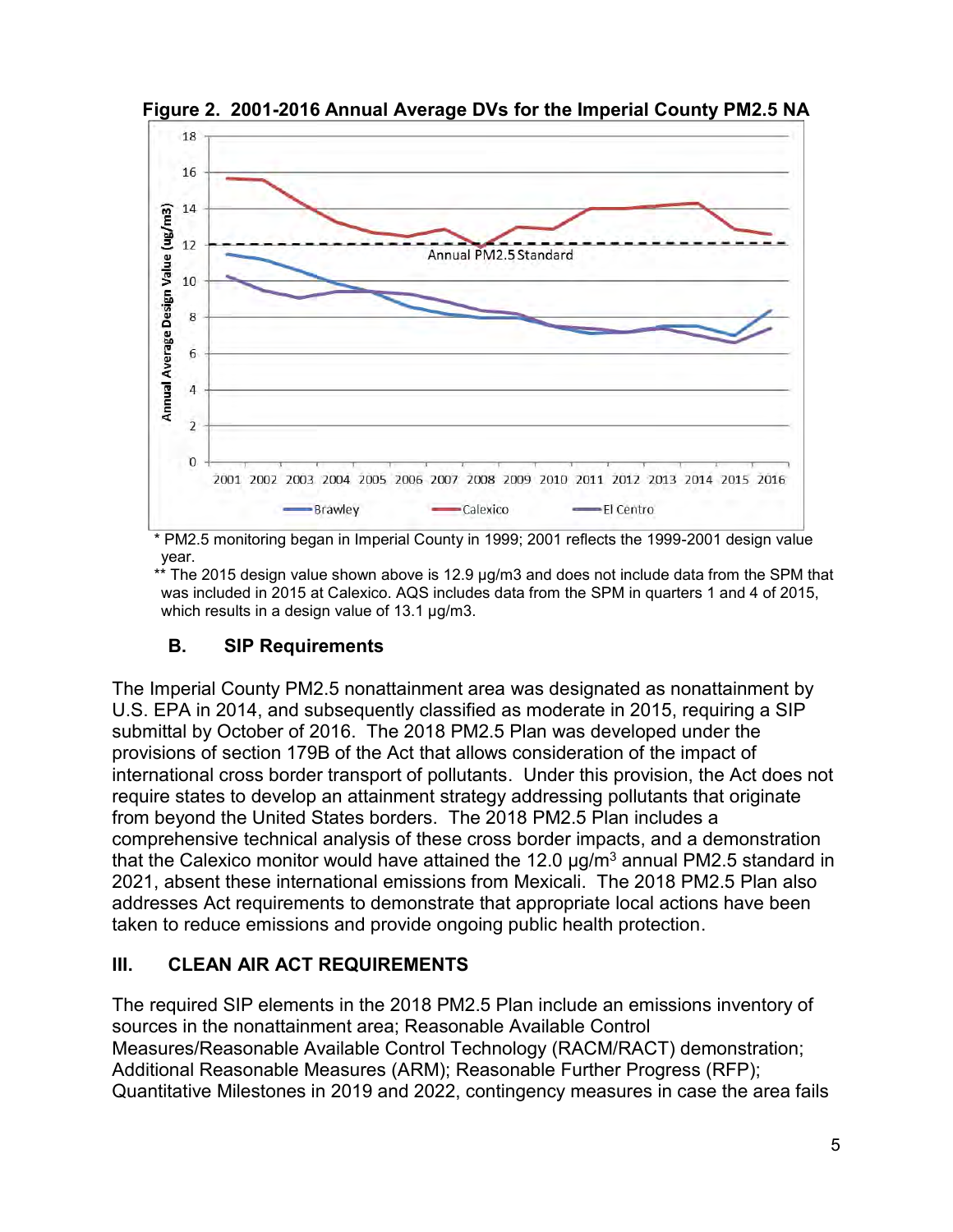**Figure 2. 2001-2016 Annual Average DVs for the Imperial County PM2.5 NA**

\* PM2.5 monitoring began in Imperial County in 1999; 2001 reflects the 1999-2001 design value year.

\*\* The 2015 design value shown above is 12.9 µg/m3 and does not include data from the SPM that was included in 2015 at Calexico. AQS includes data from the SPM in quarters 1 and 4 of 2015, which results in a design value of 13.1 µg/m3.

### B. SIP Requirements

The Imperial County PM2.5 nonattainment area was designated as nonattainment by U.S. EPA in 2014, and subsequently classified as moderate in 2015, requiring a SIP submittal by October of 2016. The 2018 PM2.5 Plan was developed under the provisions of section 179B of the Act that allows consideration of the impact of international cross border transport of pollutants. Under this provision, the Act does not require states to develop an attainment strategy addressing pollutants that originate from beyond the United States borders. The 2018 PM2.5 Plan includes a comprehensive technical analysis of these cross border impacts, and a demonstration that the Calexico monitor would have attained the 12.0 µg/m$^3$ annual PM2.5 standard in 2021, absent these international emissions from Mexicali. The 2018 PM2.5 Plan also addresses Act requirements to demonstrate that appropriate local actions have been taken to reduce emissions and provide ongoing public health protection.

## III. CLEAN AIR ACT REQUIREMENTS

The required SIP elements in the 2018 PM2.5 Plan include an emissions inventory of sources in the nonattainment area; Reasonable Available Control Measures/Reasonable Available Control Technology (RACM/RACT) demonstration; Additional Reasonable Measures (ARM); Reasonable Further Progress (RFP); Quantitative Milestones in 2019 and 2022, contingency measures in case the area fails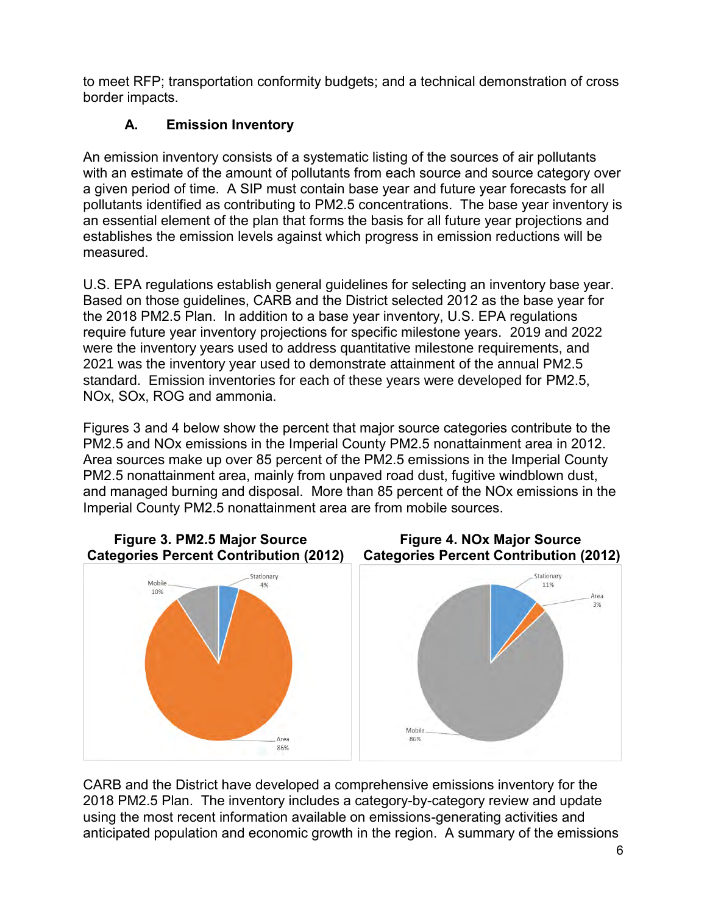to meet RFP; transportation conformity budgets; and a technical demonstration of cross border impacts.

### A. Emission Inventory

An emission inventory consists of a systematic listing of the sources of air pollutants with an estimate of the amount of pollutants from each source and source category over a given period of time. A SIP must contain base year and future year forecasts for all pollutants identified as contributing to PM2.5 concentrations. The base year inventory is an essential element of the plan that forms the basis for all future year projections and establishes the emission levels against which progress in emission reductions will be measured.

U.S. EPA regulations establish general guidelines for selecting an inventory base year. Based on those guidelines, CARB and the District selected 2012 as the base year for the 2018 PM2.5 Plan. In addition to a base year inventory, U.S. EPA regulations require future year inventory projections for specific milestone years. 2019 and 2022 were the inventory years used to address quantitative milestone requirements, and 2021 was the inventory year used to demonstrate attainment of the annual PM2.5 standard. Emission inventories for each of these years were developed for PM2.5, NOx, SOx, ROG and ammonia.

Figures 3 and 4 below show the percent that major source categories contribute to the PM2.5 and NOx emissions in the Imperial County PM2.5 nonattainment area in 2012. Area sources make up over 85 percent of the PM2.5 emissions in the Imperial County PM2.5 nonattainment area, mainly from unpaved road dust, fugitive windblown dust, and managed burning and disposal. More than 85 percent of the NOx emissions in the Imperial County PM2.5 nonattainment area are from mobile sources.

**Figure 3. PM2.5 Major Source Categories Percent Contribution (2012)**

Stationary 4%, Mobile 10%, Area 86%

**Figure 4. NOx Major Source Categories Percent Contribution (2012)**

Stationary 11%, Area 3%, Mobile 86%

CARB and the District have developed a comprehensive emissions inventory for the 2018 PM2.5 Plan. The inventory includes a category-by-category review and update using the most recent information available on emissions-generating activities and anticipated population and economic growth in the region. A summary of the emissions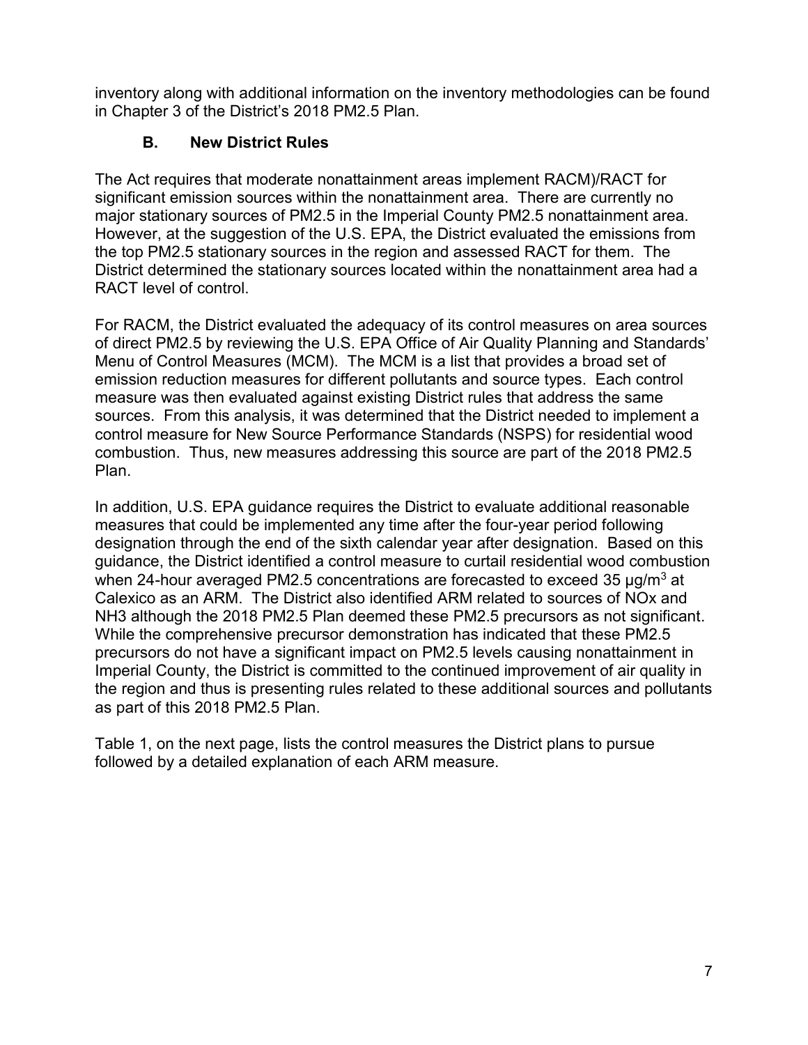inventory along with additional information on the inventory methodologies can be found in Chapter 3 of the District's 2018 PM2.5 Plan.

### B. New District Rules

The Act requires that moderate nonattainment areas implement RACM)/RACT for significant emission sources within the nonattainment area. There are currently no major stationary sources of PM2.5 in the Imperial County PM2.5 nonattainment area. However, at the suggestion of the U.S. EPA, the District evaluated the emissions from the top PM2.5 stationary sources in the region and assessed RACT for them. The District determined the stationary sources located within the nonattainment area had a RACT level of control.

For RACM, the District evaluated the adequacy of its control measures on area sources of direct PM2.5 by reviewing the U.S. EPA Office of Air Quality Planning and Standards' Menu of Control Measures (MCM). The MCM is a list that provides a broad set of emission reduction measures for different pollutants and source types. Each control measure was then evaluated against existing District rules that address the same sources. From this analysis, it was determined that the District needed to implement a control measure for New Source Performance Standards (NSPS) for residential wood combustion. Thus, new measures addressing this source are part of the 2018 PM2.5 Plan.

In addition, U.S. EPA guidance requires the District to evaluate additional reasonable measures that could be implemented any time after the four-year period following designation through the end of the sixth calendar year after designation. Based on this guidance, the District identified a control measure to curtail residential wood combustion when 24-hour averaged PM2.5 concentrations are forecasted to exceed 35 µg/m$^3$ at Calexico as an ARM. The District also identified ARM related to sources of NOx and NH3 although the 2018 PM2.5 Plan deemed these PM2.5 precursors as not significant. While the comprehensive precursor demonstration has indicated that these PM2.5 precursors do not have a significant impact on PM2.5 levels causing nonattainment in Imperial County, the District is committed to the continued improvement of air quality in the region and thus is presenting rules related to these additional sources and pollutants as part of this 2018 PM2.5 Plan.

Table 1, on the next page, lists the control measures the District plans to pursue followed by a detailed explanation of each ARM measure.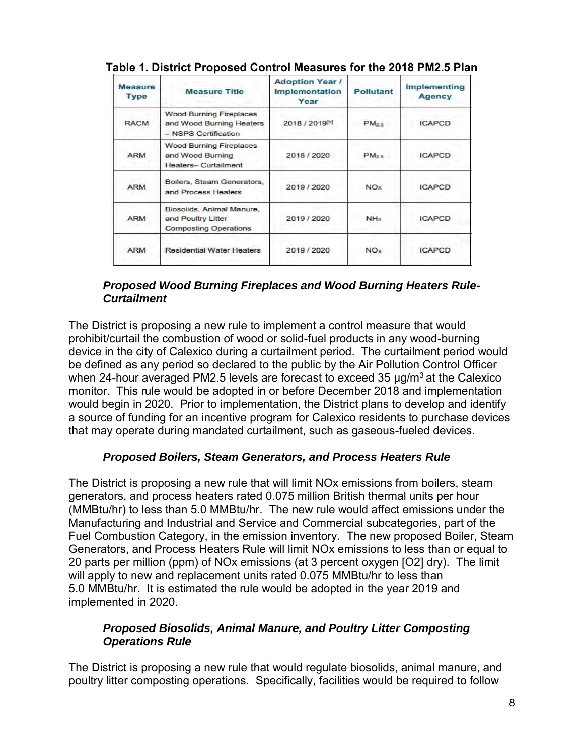**Table 1. District Proposed Control Measures for the 2018 PM2.5 Plan**

| Measure Type | Measure Title | Adoption Year / Implementation Year | Pollutant | Implementing Agency |
|---|---|---|---|---|
| RACM | Wood Burning Fireplaces and Wood Burning Heaters – NSPS Certification | 2018 / 2019[b] | $PM_{2.5}$ | ICAPCD |
| ARM | Wood Burning Fireplaces and Wood Burning Heaters– Curtailment | 2018 / 2020 | $PM_{2.5}$ | ICAPCD |
| ARM | Boilers, Steam Generators, and Process Heaters | 2019 / 2020 | $NO_x$ | ICAPCD |
| ARM | Biosolids, Animal Manure, and Poultry Litter Composting Operations | 2019 / 2020 | $NH_3$ | ICAPCD |
| ARM | Residential Water Heaters | 2019 / 2020 | $NO_x$ | ICAPCD |

***Proposed Wood Burning Fireplaces and Wood Burning Heaters Rule-Curtailment***

The District is proposing a new rule to implement a control measure that would prohibit/curtail the combustion of wood or solid-fuel products in any wood-burning device in the city of Calexico during a curtailment period. The curtailment period would be defined as any period so declared to the public by the Air Pollution Control Officer when 24-hour averaged PM2.5 levels are forecast to exceed 35 μg/m$^3$ at the Calexico monitor. This rule would be adopted in or before December 2018 and implementation would begin in 2020. Prior to implementation, the District plans to develop and identify a source of funding for an incentive program for Calexico residents to purchase devices that may operate during mandated curtailment, such as gaseous-fueled devices.

***Proposed Boilers, Steam Generators, and Process Heaters Rule***

The District is proposing a new rule that will limit NOx emissions from boilers, steam generators, and process heaters rated 0.075 million British thermal units per hour (MMBtu/hr) to less than 5.0 MMBtu/hr. The new rule would affect emissions under the Manufacturing and Industrial and Service and Commercial subcategories, part of the Fuel Combustion Category, in the emission inventory. The new proposed Boiler, Steam Generators, and Process Heaters Rule will limit NOx emissions to less than or equal to 20 parts per million (ppm) of NOx emissions (at 3 percent oxygen [O2] dry). The limit will apply to new and replacement units rated 0.075 MMBtu/hr to less than 5.0 MMBtu/hr. It is estimated the rule would be adopted in the year 2019 and implemented in 2020.

***Proposed Biosolids, Animal Manure, and Poultry Litter Composting Operations Rule***

The District is proposing a new rule that would regulate biosolids, animal manure, and poultry litter composting operations. Specifically, facilities would be required to follow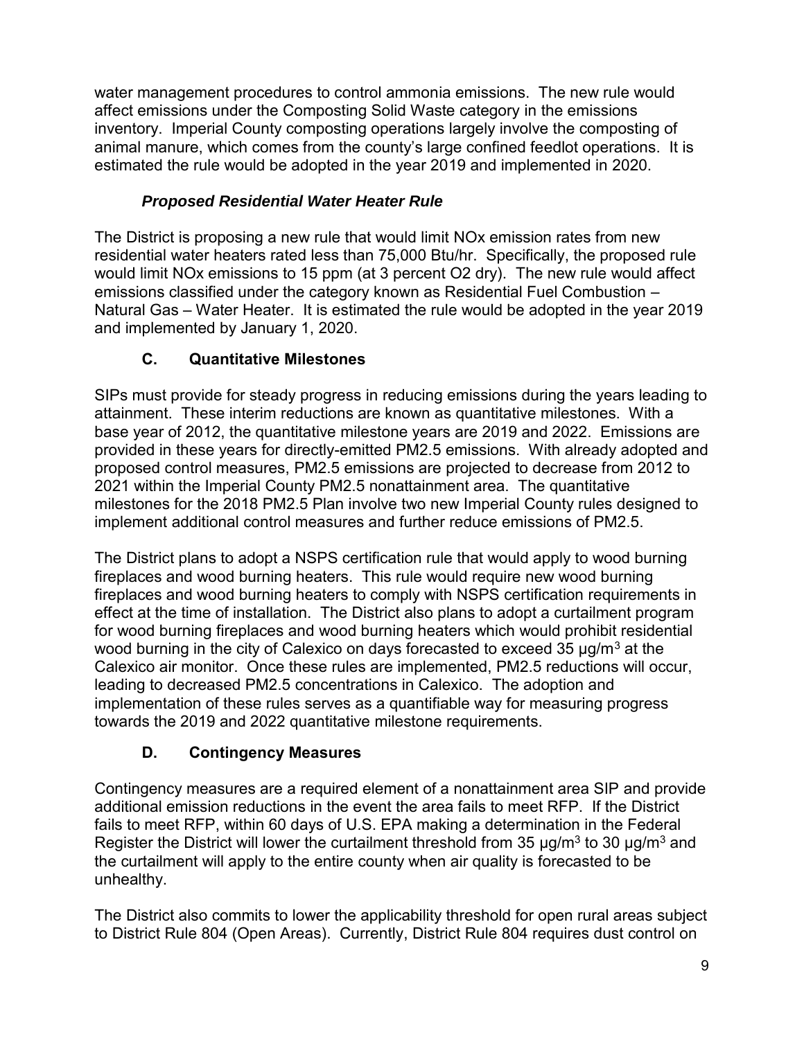water management procedures to control ammonia emissions. The new rule would affect emissions under the Composting Solid Waste category in the emissions inventory. Imperial County composting operations largely involve the composting of animal manure, which comes from the county's large confined feedlot operations. It is estimated the rule would be adopted in the year 2019 and implemented in 2020.

#### *Proposed Residential Water Heater Rule*

The District is proposing a new rule that would limit NOx emission rates from new residential water heaters rated less than 75,000 Btu/hr. Specifically, the proposed rule would limit NOx emissions to 15 ppm (at 3 percent O2 dry). The new rule would affect emissions classified under the category known as Residential Fuel Combustion – Natural Gas – Water Heater. It is estimated the rule would be adopted in the year 2019 and implemented by January 1, 2020.

### C. Quantitative Milestones

SIPs must provide for steady progress in reducing emissions during the years leading to attainment. These interim reductions are known as quantitative milestones. With a base year of 2012, the quantitative milestone years are 2019 and 2022. Emissions are provided in these years for directly-emitted PM2.5 emissions. With already adopted and proposed control measures, PM2.5 emissions are projected to decrease from 2012 to 2021 within the Imperial County PM2.5 nonattainment area. The quantitative milestones for the 2018 PM2.5 Plan involve two new Imperial County rules designed to implement additional control measures and further reduce emissions of PM2.5.

The District plans to adopt a NSPS certification rule that would apply to wood burning fireplaces and wood burning heaters. This rule would require new wood burning fireplaces and wood burning heaters to comply with NSPS certification requirements in effect at the time of installation. The District also plans to adopt a curtailment program for wood burning fireplaces and wood burning heaters which would prohibit residential wood burning in the city of Calexico on days forecasted to exceed 35 $\mu g/m^3$ at the Calexico air monitor. Once these rules are implemented, PM2.5 reductions will occur, leading to decreased PM2.5 concentrations in Calexico. The adoption and implementation of these rules serves as a quantifiable way for measuring progress towards the 2019 and 2022 quantitative milestone requirements.

### D. Contingency Measures

Contingency measures are a required element of a nonattainment area SIP and provide additional emission reductions in the event the area fails to meet RFP. If the District fails to meet RFP, within 60 days of U.S. EPA making a determination in the Federal Register the District will lower the curtailment threshold from 35 $\mu g/m^3$ to 30 $\mu g/m^3$ and the curtailment will apply to the entire county when air quality is forecasted to be unhealthy.

The District also commits to lower the applicability threshold for open rural areas subject to District Rule 804 (Open Areas). Currently, District Rule 804 requires dust control on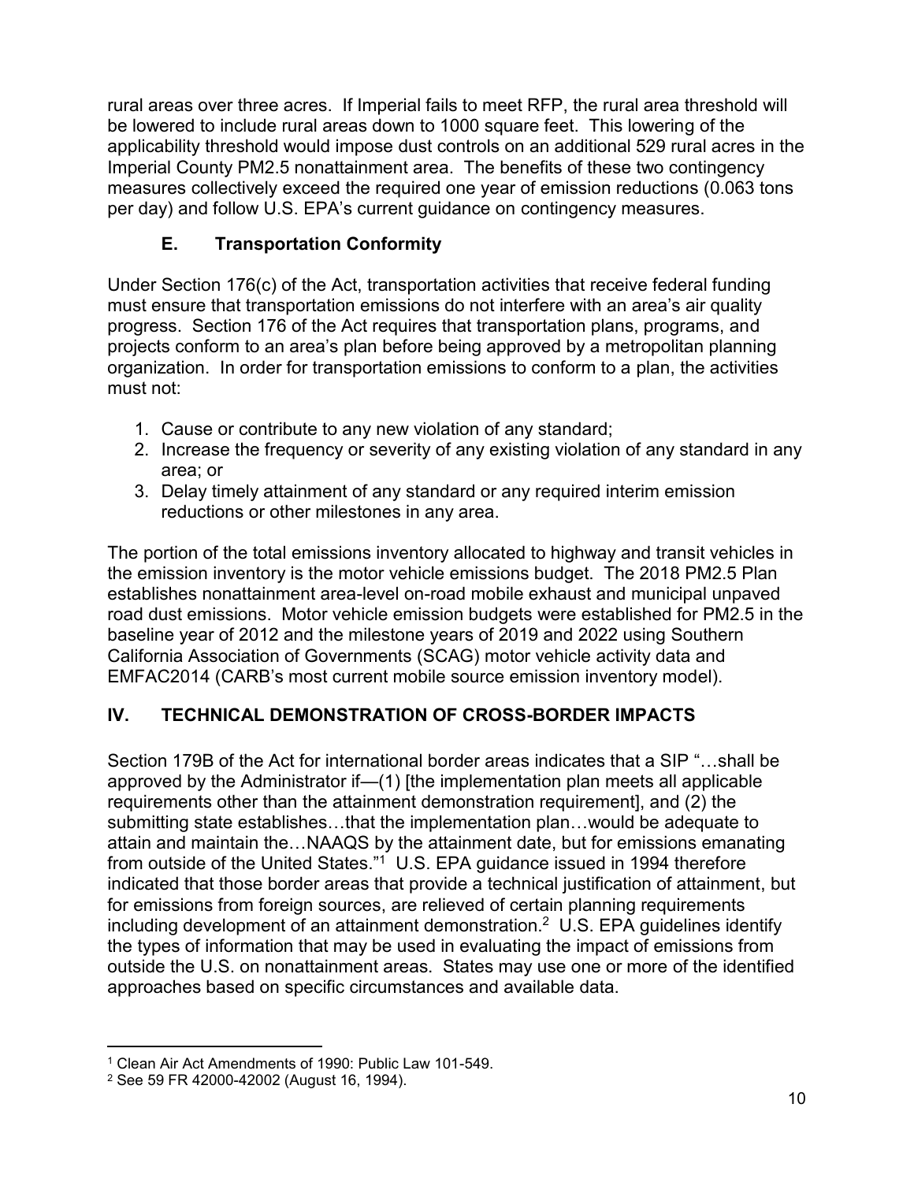rural areas over three acres. If Imperial fails to meet RFP, the rural area threshold will be lowered to include rural areas down to 1000 square feet. This lowering of the applicability threshold would impose dust controls on an additional 529 rural acres in the Imperial County PM2.5 nonattainment area. The benefits of these two contingency measures collectively exceed the required one year of emission reductions (0.063 tons per day) and follow U.S. EPA's current guidance on contingency measures.

### E. Transportation Conformity

Under Section 176(c) of the Act, transportation activities that receive federal funding must ensure that transportation emissions do not interfere with an area's air quality progress. Section 176 of the Act requires that transportation plans, programs, and projects conform to an area's plan before being approved by a metropolitan planning organization. In order for transportation emissions to conform to a plan, the activities must not:

1. Cause or contribute to any new violation of any standard;
2. Increase the frequency or severity of any existing violation of any standard in any area; or
3. Delay timely attainment of any standard or any required interim emission reductions or other milestones in any area.

The portion of the total emissions inventory allocated to highway and transit vehicles in the emission inventory is the motor vehicle emissions budget. The 2018 PM2.5 Plan establishes nonattainment area-level on-road mobile exhaust and municipal unpaved road dust emissions. Motor vehicle emission budgets were established for PM2.5 in the baseline year of 2012 and the milestone years of 2019 and 2022 using Southern California Association of Governments (SCAG) motor vehicle activity data and EMFAC2014 (CARB's most current mobile source emission inventory model).

## IV. TECHNICAL DEMONSTRATION OF CROSS-BORDER IMPACTS

Section 179B of the Act for international border areas indicates that a SIP "…shall be approved by the Administrator if—(1) [the implementation plan meets all applicable requirements other than the attainment demonstration requirement], and (2) the submitting state establishes…that the implementation plan…would be adequate to attain and maintain the…NAAQS by the attainment date, but for emissions emanating from outside of the United States."[1] U.S. EPA guidance issued in 1994 therefore indicated that those border areas that provide a technical justification of attainment, but for emissions from foreign sources, are relieved of certain planning requirements including development of an attainment demonstration.[2] U.S. EPA guidelines identify the types of information that may be used in evaluating the impact of emissions from outside the U.S. on nonattainment areas. States may use one or more of the identified approaches based on specific circumstances and available data.

---

[1] Clean Air Act Amendments of 1990: Public Law 101-549.

[2] See 59 FR 42000-42002 (August 16, 1994).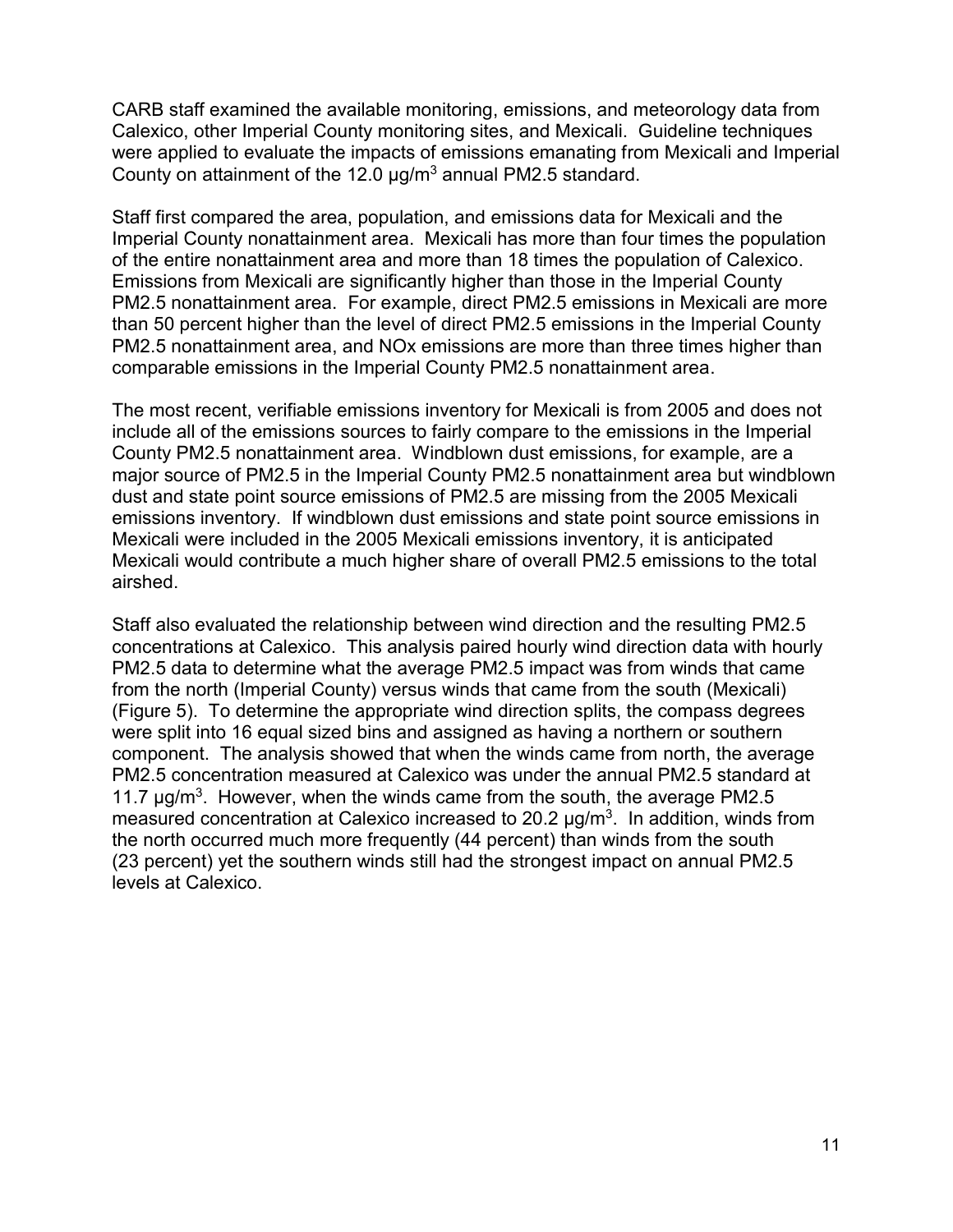CARB staff examined the available monitoring, emissions, and meteorology data from Calexico, other Imperial County monitoring sites, and Mexicali. Guideline techniques were applied to evaluate the impacts of emissions emanating from Mexicali and Imperial County on attainment of the 12.0 $\mu g/m^3$ annual PM2.5 standard.

Staff first compared the area, population, and emissions data for Mexicali and the Imperial County nonattainment area. Mexicali has more than four times the population of the entire nonattainment area and more than 18 times the population of Calexico. Emissions from Mexicali are significantly higher than those in the Imperial County PM2.5 nonattainment area. For example, direct PM2.5 emissions in Mexicali are more than 50 percent higher than the level of direct PM2.5 emissions in the Imperial County PM2.5 nonattainment area, and NOx emissions are more than three times higher than comparable emissions in the Imperial County PM2.5 nonattainment area.

The most recent, verifiable emissions inventory for Mexicali is from 2005 and does not include all of the emissions sources to fairly compare to the emissions in the Imperial County PM2.5 nonattainment area. Windblown dust emissions, for example, are a major source of PM2.5 in the Imperial County PM2.5 nonattainment area but windblown dust and state point source emissions of PM2.5 are missing from the 2005 Mexicali emissions inventory. If windblown dust emissions and state point source emissions in Mexicali were included in the 2005 Mexicali emissions inventory, it is anticipated Mexicali would contribute a much higher share of overall PM2.5 emissions to the total airshed.

Staff also evaluated the relationship between wind direction and the resulting PM2.5 concentrations at Calexico. This analysis paired hourly wind direction data with hourly PM2.5 data to determine what the average PM2.5 impact was from winds that came from the north (Imperial County) versus winds that came from the south (Mexicali) (Figure 5). To determine the appropriate wind direction splits, the compass degrees were split into 16 equal sized bins and assigned as having a northern or southern component. The analysis showed that when the winds came from north, the average PM2.5 concentration measured at Calexico was under the annual PM2.5 standard at 11.7 $\mu g/m^3$. However, when the winds came from the south, the average PM2.5 measured concentration at Calexico increased to 20.2 $\mu g/m^3$. In addition, winds from the north occurred much more frequently (44 percent) than winds from the south (23 percent) yet the southern winds still had the strongest impact on annual PM2.5 levels at Calexico.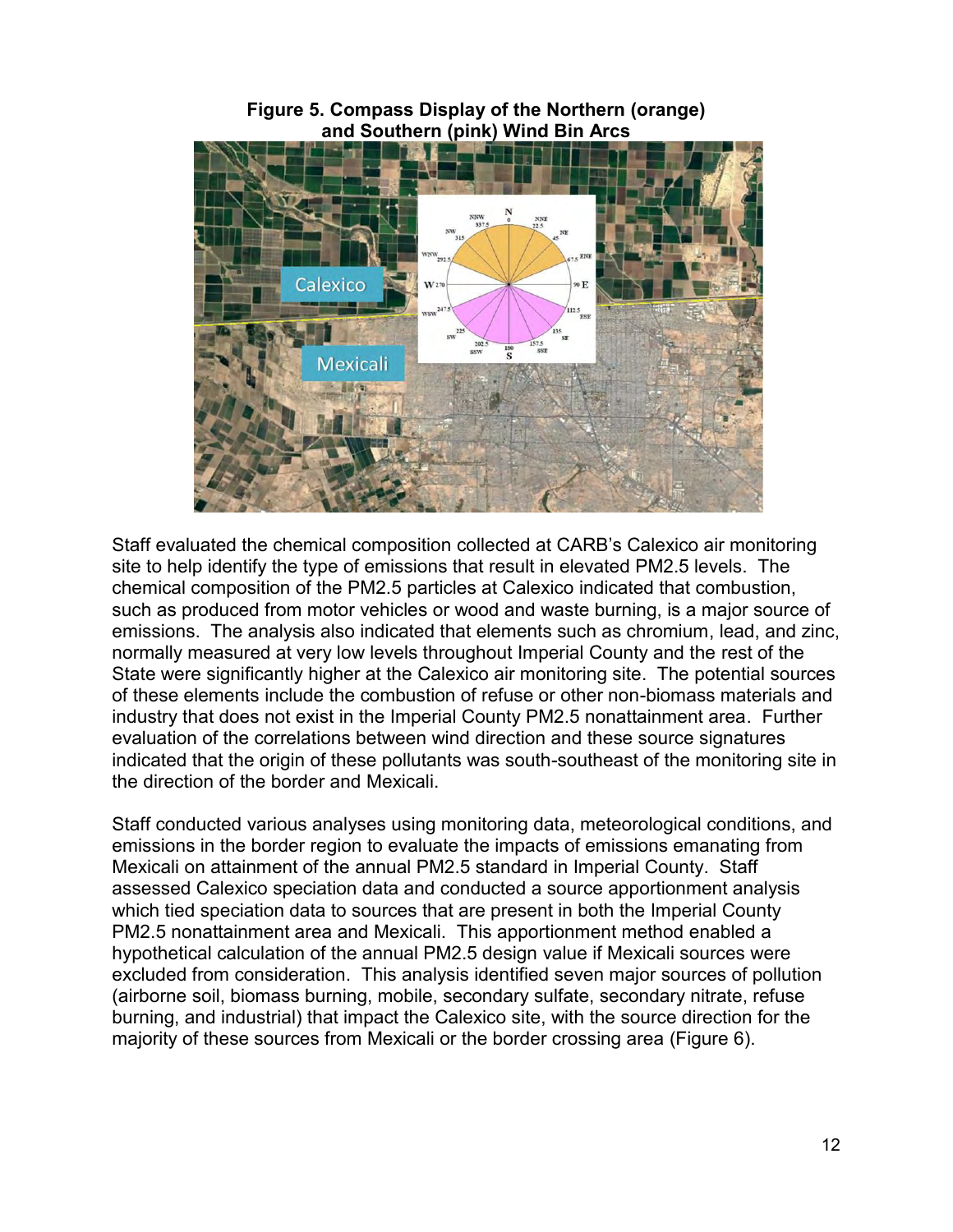**Figure 5. Compass Display of the Northern (orange) and Southern (pink) Wind Bin Arcs**

Staff evaluated the chemical composition collected at CARB's Calexico air monitoring site to help identify the type of emissions that result in elevated PM2.5 levels. The chemical composition of the PM2.5 particles at Calexico indicated that combustion, such as produced from motor vehicles or wood and waste burning, is a major source of emissions. The analysis also indicated that elements such as chromium, lead, and zinc, normally measured at very low levels throughout Imperial County and the rest of the State were significantly higher at the Calexico air monitoring site. The potential sources of these elements include the combustion of refuse or other non-biomass materials and industry that does not exist in the Imperial County PM2.5 nonattainment area. Further evaluation of the correlations between wind direction and these source signatures indicated that the origin of these pollutants was south-southeast of the monitoring site in the direction of the border and Mexicali.

Staff conducted various analyses using monitoring data, meteorological conditions, and emissions in the border region to evaluate the impacts of emissions emanating from Mexicali on attainment of the annual PM2.5 standard in Imperial County. Staff assessed Calexico speciation data and conducted a source apportionment analysis which tied speciation data to sources that are present in both the Imperial County PM2.5 nonattainment area and Mexicali. This apportionment method enabled a hypothetical calculation of the annual PM2.5 design value if Mexicali sources were excluded from consideration. This analysis identified seven major sources of pollution (airborne soil, biomass burning, mobile, secondary sulfate, secondary nitrate, refuse burning, and industrial) that impact the Calexico site, with the source direction for the majority of these sources from Mexicali or the border crossing area (Figure 6).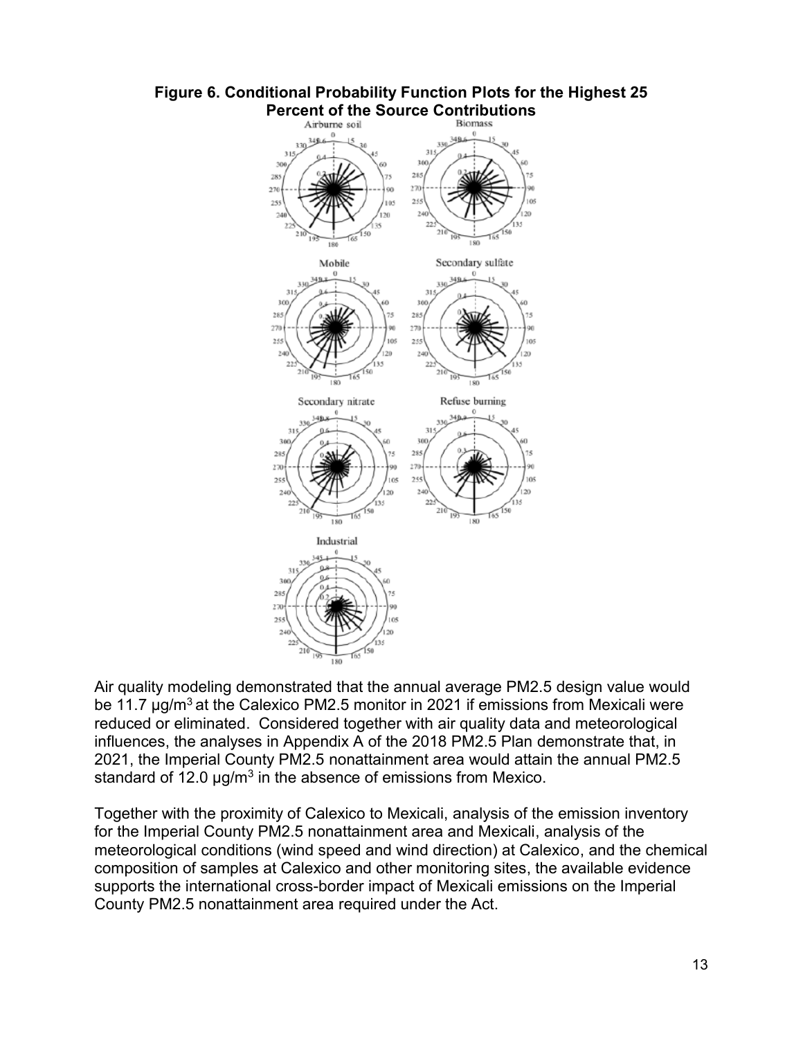**Figure 6. Conditional Probability Function Plots for the Highest 25 Percent of the Source Contributions**

Air quality modeling demonstrated that the annual average PM2.5 design value would be 11.7 µg/m$^3$ at the Calexico PM2.5 monitor in 2021 if emissions from Mexicali were reduced or eliminated. Considered together with air quality data and meteorological influences, the analyses in Appendix A of the 2018 PM2.5 Plan demonstrate that, in 2021, the Imperial County PM2.5 nonattainment area would attain the annual PM2.5 standard of 12.0 µg/m$^3$ in the absence of emissions from Mexico.

Together with the proximity of Calexico to Mexicali, analysis of the emission inventory for the Imperial County PM2.5 nonattainment area and Mexicali, analysis of the meteorological conditions (wind speed and wind direction) at Calexico, and the chemical composition of samples at Calexico and other monitoring sites, the available evidence supports the international cross-border impact of Mexicali emissions on the Imperial County PM2.5 nonattainment area required under the Act.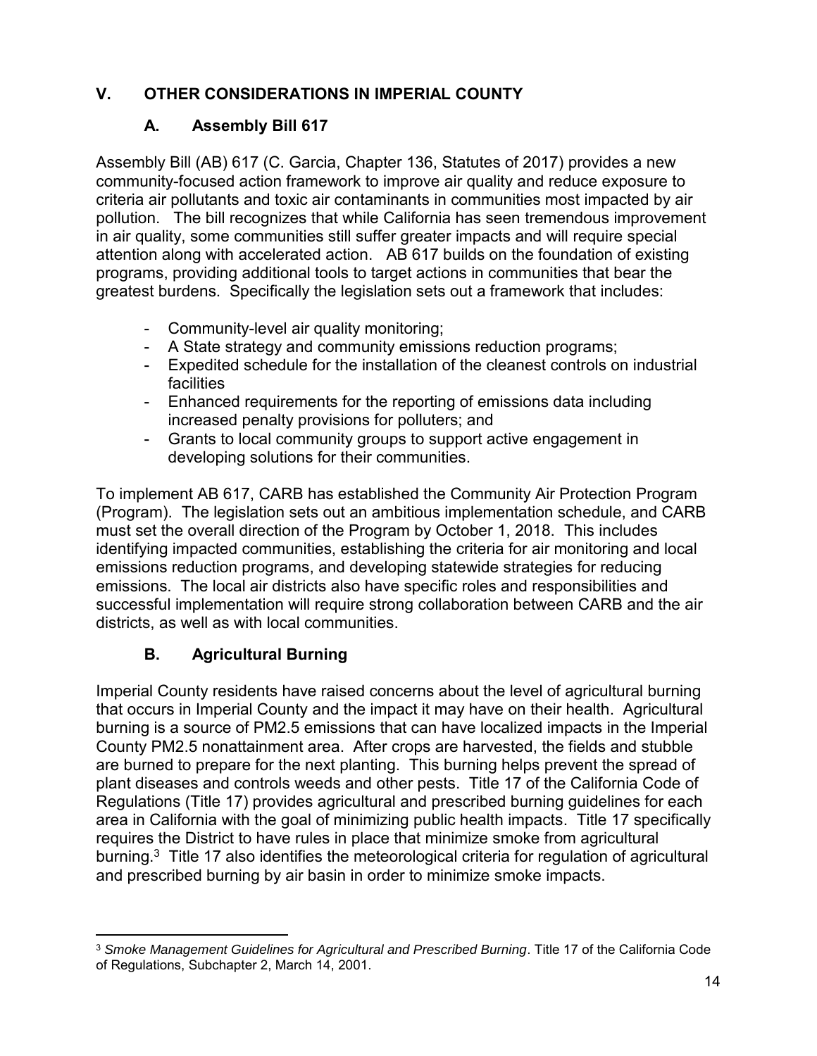## V. OTHER CONSIDERATIONS IN IMPERIAL COUNTY

### A. Assembly Bill 617

Assembly Bill (AB) 617 (C. Garcia, Chapter 136, Statutes of 2017) provides a new community-focused action framework to improve air quality and reduce exposure to criteria air pollutants and toxic air contaminants in communities most impacted by air pollution. The bill recognizes that while California has seen tremendous improvement in air quality, some communities still suffer greater impacts and will require special attention along with accelerated action. AB 617 builds on the foundation of existing programs, providing additional tools to target actions in communities that bear the greatest burdens. Specifically the legislation sets out a framework that includes:

- Community-level air quality monitoring;
- A State strategy and community emissions reduction programs;
- Expedited schedule for the installation of the cleanest controls on industrial facilities
- Enhanced requirements for the reporting of emissions data including increased penalty provisions for polluters; and
- Grants to local community groups to support active engagement in developing solutions for their communities.

To implement AB 617, CARB has established the Community Air Protection Program (Program). The legislation sets out an ambitious implementation schedule, and CARB must set the overall direction of the Program by October 1, 2018. This includes identifying impacted communities, establishing the criteria for air monitoring and local emissions reduction programs, and developing statewide strategies for reducing emissions. The local air districts also have specific roles and responsibilities and successful implementation will require strong collaboration between CARB and the air districts, as well as with local communities.

### B. Agricultural Burning

Imperial County residents have raised concerns about the level of agricultural burning that occurs in Imperial County and the impact it may have on their health. Agricultural burning is a source of PM2.5 emissions that can have localized impacts in the Imperial County PM2.5 nonattainment area. After crops are harvested, the fields and stubble are burned to prepare for the next planting. This burning helps prevent the spread of plant diseases and controls weeds and other pests. Title 17 of the California Code of Regulations (Title 17) provides agricultural and prescribed burning guidelines for each area in California with the goal of minimizing public health impacts. Title 17 specifically requires the District to have rules in place that minimize smoke from agricultural burning.[3] Title 17 also identifies the meteorological criteria for regulation of agricultural and prescribed burning by air basin in order to minimize smoke impacts.

---

[3] *Smoke Management Guidelines for Agricultural and Prescribed Burning*. Title 17 of the California Code of Regulations, Subchapter 2, March 14, 2001.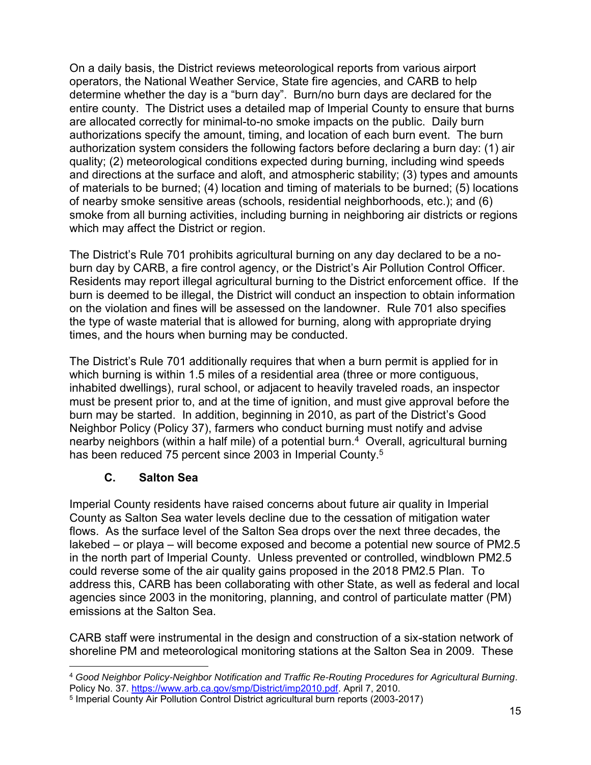On a daily basis, the District reviews meteorological reports from various airport operators, the National Weather Service, State fire agencies, and CARB to help determine whether the day is a "burn day". Burn/no burn days are declared for the entire county. The District uses a detailed map of Imperial County to ensure that burns are allocated correctly for minimal-to-no smoke impacts on the public. Daily burn authorizations specify the amount, timing, and location of each burn event. The burn authorization system considers the following factors before declaring a burn day: (1) air quality; (2) meteorological conditions expected during burning, including wind speeds and directions at the surface and aloft, and atmospheric stability; (3) types and amounts of materials to be burned; (4) location and timing of materials to be burned; (5) locations of nearby smoke sensitive areas (schools, residential neighborhoods, etc.); and (6) smoke from all burning activities, including burning in neighboring air districts or regions which may affect the District or region.

The District's Rule 701 prohibits agricultural burning on any day declared to be a no-burn day by CARB, a fire control agency, or the District's Air Pollution Control Officer. Residents may report illegal agricultural burning to the District enforcement office. If the burn is deemed to be illegal, the District will conduct an inspection to obtain information on the violation and fines will be assessed on the landowner. Rule 701 also specifies the type of waste material that is allowed for burning, along with appropriate drying times, and the hours when burning may be conducted.

The District's Rule 701 additionally requires that when a burn permit is applied for in which burning is within 1.5 miles of a residential area (three or more contiguous, inhabited dwellings), rural school, or adjacent to heavily traveled roads, an inspector must be present prior to, and at the time of ignition, and must give approval before the burn may be started. In addition, beginning in 2010, as part of the District's Good Neighbor Policy (Policy 37), farmers who conduct burning must notify and advise nearby neighbors (within a half mile) of a potential burn.[4] Overall, agricultural burning has been reduced 75 percent since 2003 in Imperial County.[5]

### C. Salton Sea

Imperial County residents have raised concerns about future air quality in Imperial County as Salton Sea water levels decline due to the cessation of mitigation water flows. As the surface level of the Salton Sea drops over the next three decades, the lakebed – or playa – will become exposed and become a potential new source of PM2.5 in the north part of Imperial County. Unless prevented or controlled, windblown PM2.5 could reverse some of the air quality gains proposed in the 2018 PM2.5 Plan. To address this, CARB has been collaborating with other State, as well as federal and local agencies since 2003 in the monitoring, planning, and control of particulate matter (PM) emissions at the Salton Sea.

CARB staff were instrumental in the design and construction of a six-station network of shoreline PM and meteorological monitoring stations at the Salton Sea in 2009. These

---

[4] *Good Neighbor Policy-Neighbor Notification and Traffic Re-Routing Procedures for Agricultural Burning*. Policy No. 37. https://www.arb.ca.gov/smp/District/imp2010.pdf. April 7, 2010.

[5] Imperial County Air Pollution Control District agricultural burn reports (2003-2017)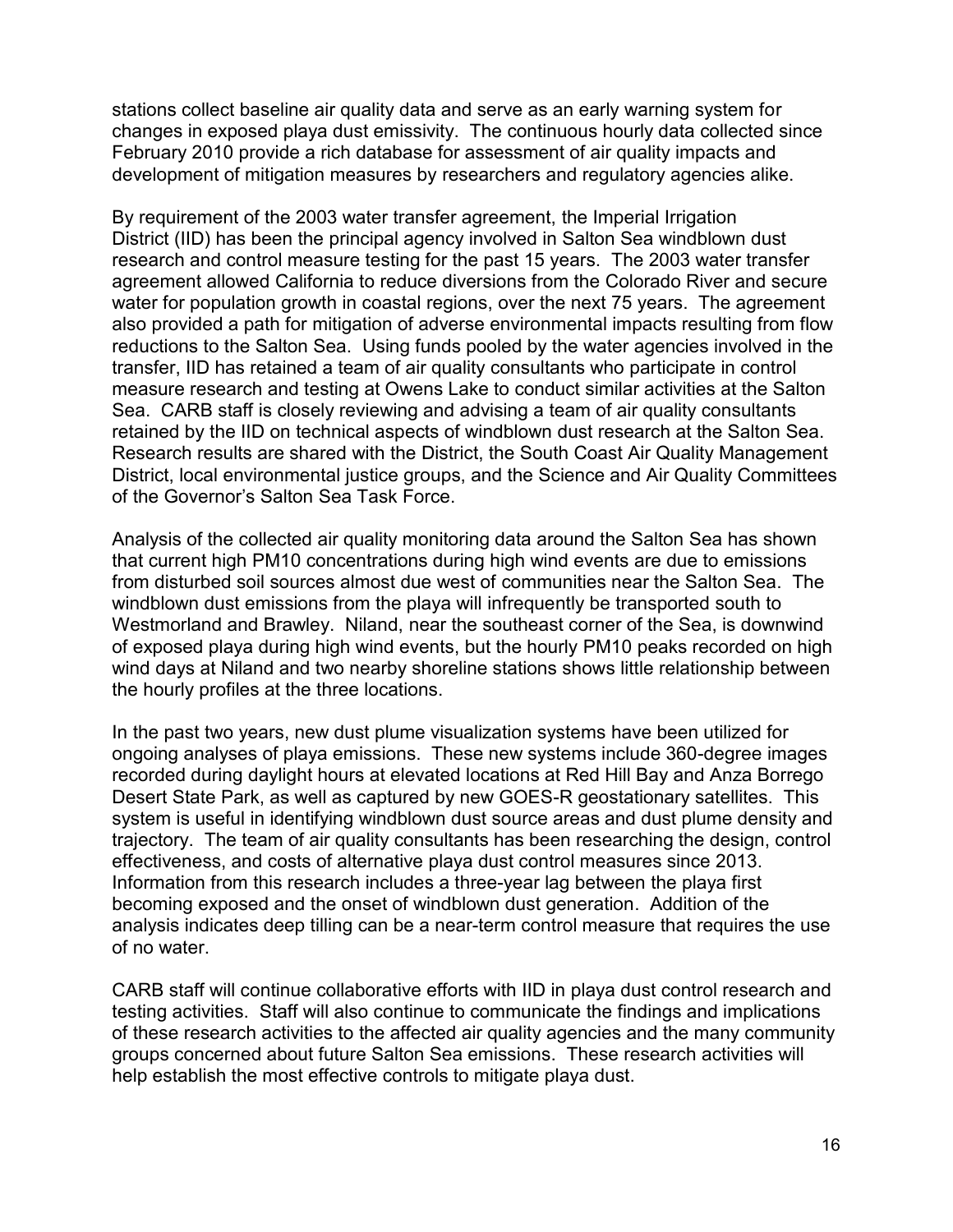stations collect baseline air quality data and serve as an early warning system for changes in exposed playa dust emissivity. The continuous hourly data collected since February 2010 provide a rich database for assessment of air quality impacts and development of mitigation measures by researchers and regulatory agencies alike.

By requirement of the 2003 water transfer agreement, the Imperial Irrigation District (IID) has been the principal agency involved in Salton Sea windblown dust research and control measure testing for the past 15 years. The 2003 water transfer agreement allowed California to reduce diversions from the Colorado River and secure water for population growth in coastal regions, over the next 75 years. The agreement also provided a path for mitigation of adverse environmental impacts resulting from flow reductions to the Salton Sea. Using funds pooled by the water agencies involved in the transfer, IID has retained a team of air quality consultants who participate in control measure research and testing at Owens Lake to conduct similar activities at the Salton Sea. CARB staff is closely reviewing and advising a team of air quality consultants retained by the IID on technical aspects of windblown dust research at the Salton Sea. Research results are shared with the District, the South Coast Air Quality Management District, local environmental justice groups, and the Science and Air Quality Committees of the Governor's Salton Sea Task Force.

Analysis of the collected air quality monitoring data around the Salton Sea has shown that current high PM10 concentrations during high wind events are due to emissions from disturbed soil sources almost due west of communities near the Salton Sea. The windblown dust emissions from the playa will infrequently be transported south to Westmorland and Brawley. Niland, near the southeast corner of the Sea, is downwind of exposed playa during high wind events, but the hourly PM10 peaks recorded on high wind days at Niland and two nearby shoreline stations shows little relationship between the hourly profiles at the three locations.

In the past two years, new dust plume visualization systems have been utilized for ongoing analyses of playa emissions. These new systems include 360-degree images recorded during daylight hours at elevated locations at Red Hill Bay and Anza Borrego Desert State Park, as well as captured by new GOES-R geostationary satellites. This system is useful in identifying windblown dust source areas and dust plume density and trajectory. The team of air quality consultants has been researching the design, control effectiveness, and costs of alternative playa dust control measures since 2013. Information from this research includes a three-year lag between the playa first becoming exposed and the onset of windblown dust generation. Addition of the analysis indicates deep tilling can be a near-term control measure that requires the use of no water.

CARB staff will continue collaborative efforts with IID in playa dust control research and testing activities. Staff will also continue to communicate the findings and implications of these research activities to the affected air quality agencies and the many community groups concerned about future Salton Sea emissions. These research activities will help establish the most effective controls to mitigate playa dust.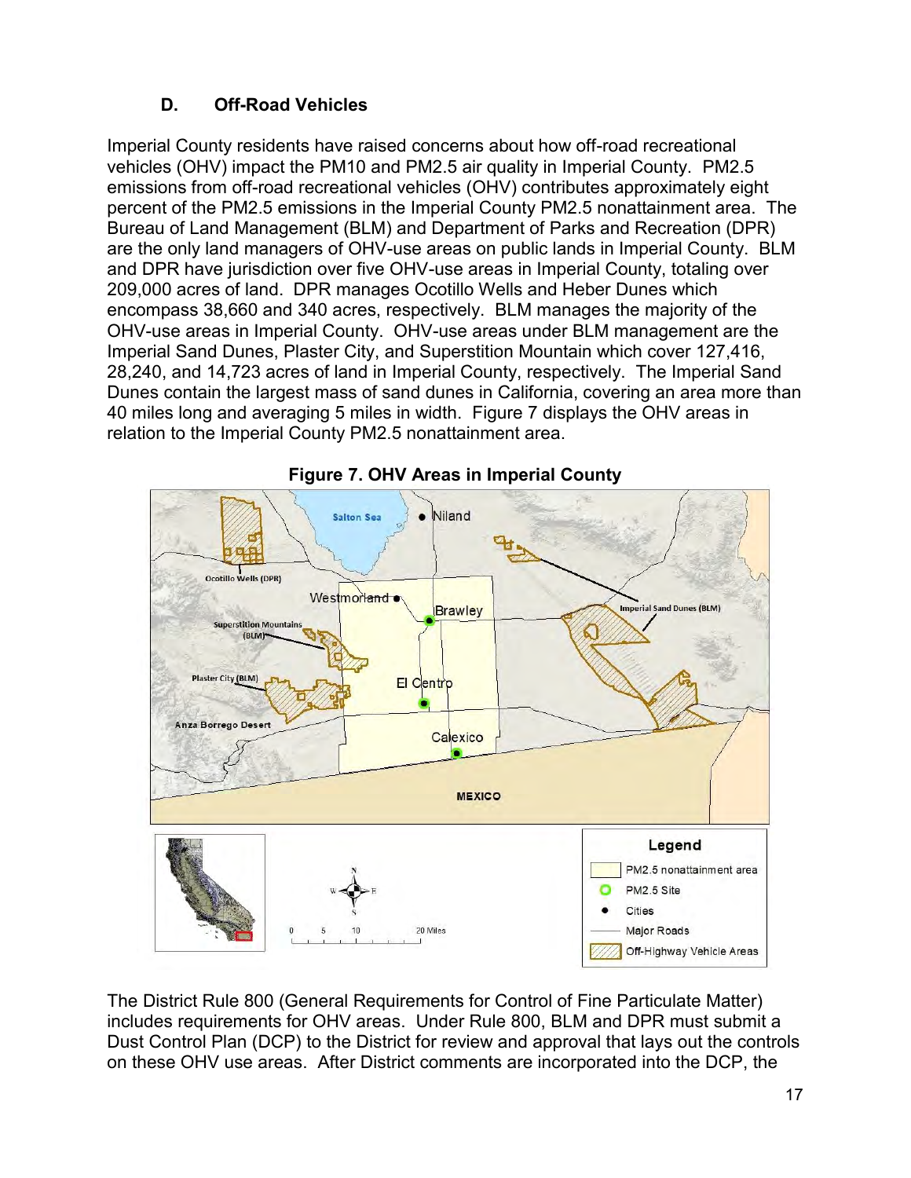### D. Off-Road Vehicles

Imperial County residents have raised concerns about how off-road recreational vehicles (OHV) impact the PM10 and PM2.5 air quality in Imperial County. PM2.5 emissions from off-road recreational vehicles (OHV) contributes approximately eight percent of the PM2.5 emissions in the Imperial County PM2.5 nonattainment area. The Bureau of Land Management (BLM) and Department of Parks and Recreation (DPR) are the only land managers of OHV-use areas on public lands in Imperial County. BLM and DPR have jurisdiction over five OHV-use areas in Imperial County, totaling over 209,000 acres of land. DPR manages Ocotillo Wells and Heber Dunes which encompass 38,660 and 340 acres, respectively. BLM manages the majority of the OHV-use areas in Imperial County. OHV-use areas under BLM management are the Imperial Sand Dunes, Plaster City, and Superstition Mountain which cover 127,416, 28,240, and 14,723 acres of land in Imperial County, respectively. The Imperial Sand Dunes contain the largest mass of sand dunes in California, covering an area more than 40 miles long and averaging 5 miles in width. Figure 7 displays the OHV areas in relation to the Imperial County PM2.5 nonattainment area.

**Figure 7. OHV Areas in Imperial County**

The District Rule 800 (General Requirements for Control of Fine Particulate Matter) includes requirements for OHV areas. Under Rule 800, BLM and DPR must submit a Dust Control Plan (DCP) to the District for review and approval that lays out the controls on these OHV use areas. After District comments are incorporated into the DCP, the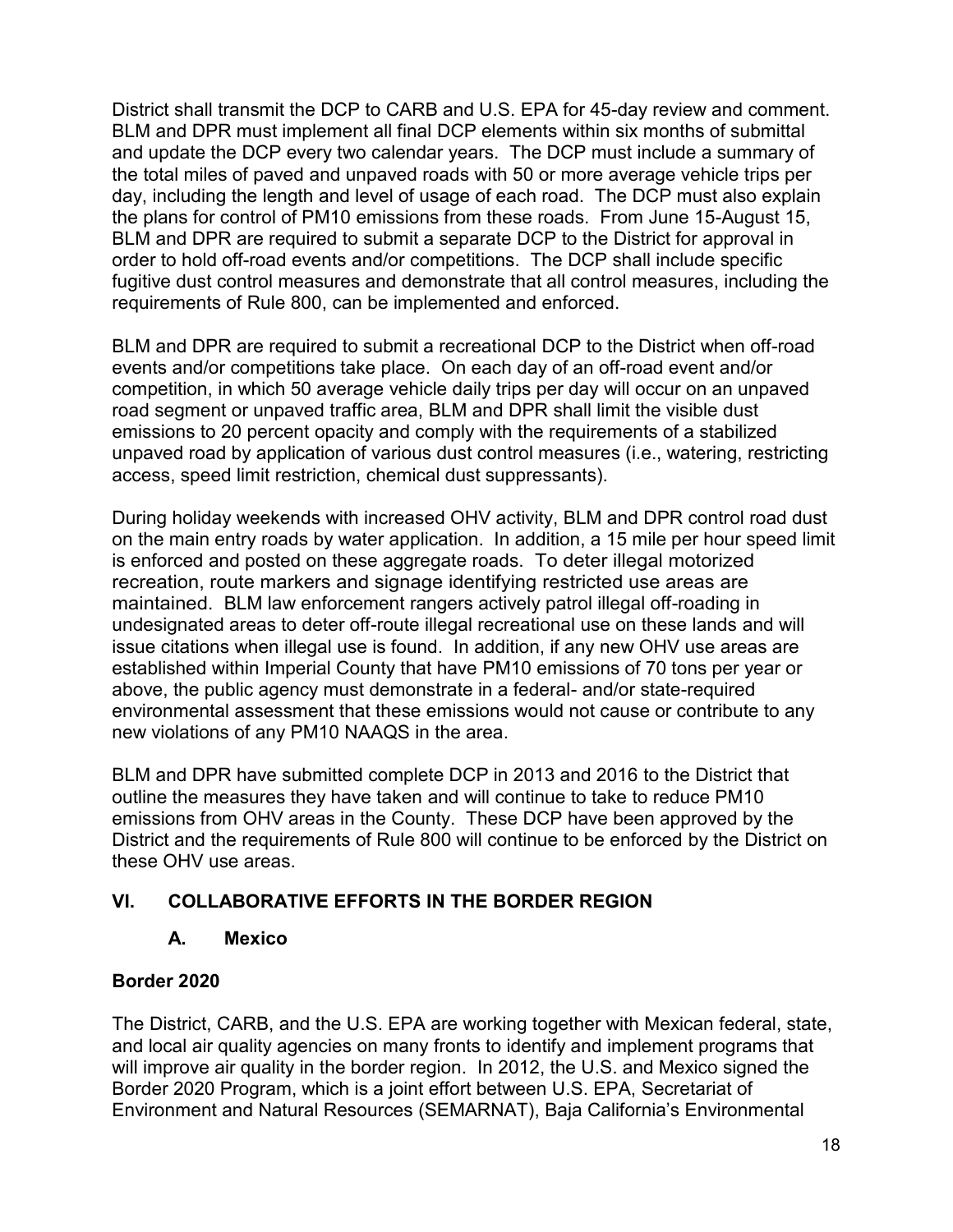District shall transmit the DCP to CARB and U.S. EPA for 45-day review and comment. BLM and DPR must implement all final DCP elements within six months of submittal and update the DCP every two calendar years. The DCP must include a summary of the total miles of paved and unpaved roads with 50 or more average vehicle trips per day, including the length and level of usage of each road. The DCP must also explain the plans for control of PM10 emissions from these roads. From June 15-August 15, BLM and DPR are required to submit a separate DCP to the District for approval in order to hold off-road events and/or competitions. The DCP shall include specific fugitive dust control measures and demonstrate that all control measures, including the requirements of Rule 800, can be implemented and enforced.

BLM and DPR are required to submit a recreational DCP to the District when off-road events and/or competitions take place. On each day of an off-road event and/or competition, in which 50 average vehicle daily trips per day will occur on an unpaved road segment or unpaved traffic area, BLM and DPR shall limit the visible dust emissions to 20 percent opacity and comply with the requirements of a stabilized unpaved road by application of various dust control measures (i.e., watering, restricting access, speed limit restriction, chemical dust suppressants).

During holiday weekends with increased OHV activity, BLM and DPR control road dust on the main entry roads by water application. In addition, a 15 mile per hour speed limit is enforced and posted on these aggregate roads. To deter illegal motorized recreation, route markers and signage identifying restricted use areas are maintained. BLM law enforcement rangers actively patrol illegal off-roading in undesignated areas to deter off-route illegal recreational use on these lands and will issue citations when illegal use is found. In addition, if any new OHV use areas are established within Imperial County that have PM10 emissions of 70 tons per year or above, the public agency must demonstrate in a federal- and/or state-required environmental assessment that these emissions would not cause or contribute to any new violations of any PM10 NAAQS in the area.

BLM and DPR have submitted complete DCP in 2013 and 2016 to the District that outline the measures they have taken and will continue to take to reduce PM10 emissions from OHV areas in the County. These DCP have been approved by the District and the requirements of Rule 800 will continue to be enforced by the District on these OHV use areas.

## VI. COLLABORATIVE EFFORTS IN THE BORDER REGION

### A. Mexico

**Border 2020**

The District, CARB, and the U.S. EPA are working together with Mexican federal, state, and local air quality agencies on many fronts to identify and implement programs that will improve air quality in the border region. In 2012, the U.S. and Mexico signed the Border 2020 Program, which is a joint effort between U.S. EPA, Secretariat of Environment and Natural Resources (SEMARNAT), Baja California's Environmental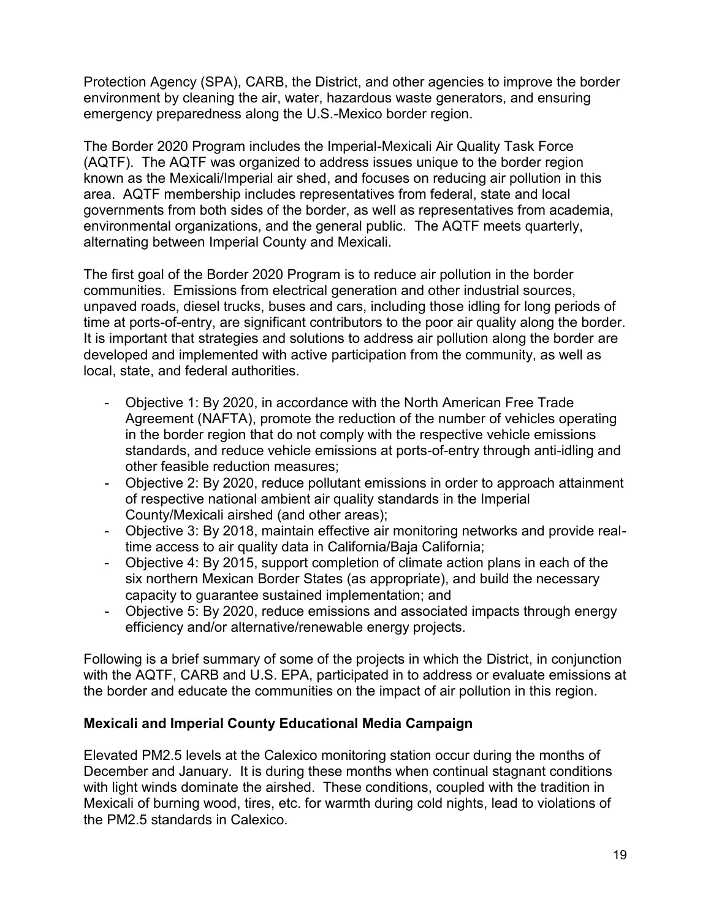Protection Agency (SPA), CARB, the District, and other agencies to improve the border environment by cleaning the air, water, hazardous waste generators, and ensuring emergency preparedness along the U.S.-Mexico border region.

The Border 2020 Program includes the Imperial-Mexicali Air Quality Task Force (AQTF). The AQTF was organized to address issues unique to the border region known as the Mexicali/Imperial air shed, and focuses on reducing air pollution in this area. AQTF membership includes representatives from federal, state and local governments from both sides of the border, as well as representatives from academia, environmental organizations, and the general public. The AQTF meets quarterly, alternating between Imperial County and Mexicali.

The first goal of the Border 2020 Program is to reduce air pollution in the border communities. Emissions from electrical generation and other industrial sources, unpaved roads, diesel trucks, buses and cars, including those idling for long periods of time at ports-of-entry, are significant contributors to the poor air quality along the border. It is important that strategies and solutions to address air pollution along the border are developed and implemented with active participation from the community, as well as local, state, and federal authorities.

- Objective 1: By 2020, in accordance with the North American Free Trade Agreement (NAFTA), promote the reduction of the number of vehicles operating in the border region that do not comply with the respective vehicle emissions standards, and reduce vehicle emissions at ports-of-entry through anti-idling and other feasible reduction measures;
- Objective 2: By 2020, reduce pollutant emissions in order to approach attainment of respective national ambient air quality standards in the Imperial County/Mexicali airshed (and other areas);
- Objective 3: By 2018, maintain effective air monitoring networks and provide real-time access to air quality data in California/Baja California;
- Objective 4: By 2015, support completion of climate action plans in each of the six northern Mexican Border States (as appropriate), and build the necessary capacity to guarantee sustained implementation; and
- Objective 5: By 2020, reduce emissions and associated impacts through energy efficiency and/or alternative/renewable energy projects.

Following is a brief summary of some of the projects in which the District, in conjunction with the AQTF, CARB and U.S. EPA, participated in to address or evaluate emissions at the border and educate the communities on the impact of air pollution in this region.

**Mexicali and Imperial County Educational Media Campaign**

Elevated PM2.5 levels at the Calexico monitoring station occur during the months of December and January. It is during these months when continual stagnant conditions with light winds dominate the airshed. These conditions, coupled with the tradition in Mexicali of burning wood, tires, etc. for warmth during cold nights, lead to violations of the PM2.5 standards in Calexico.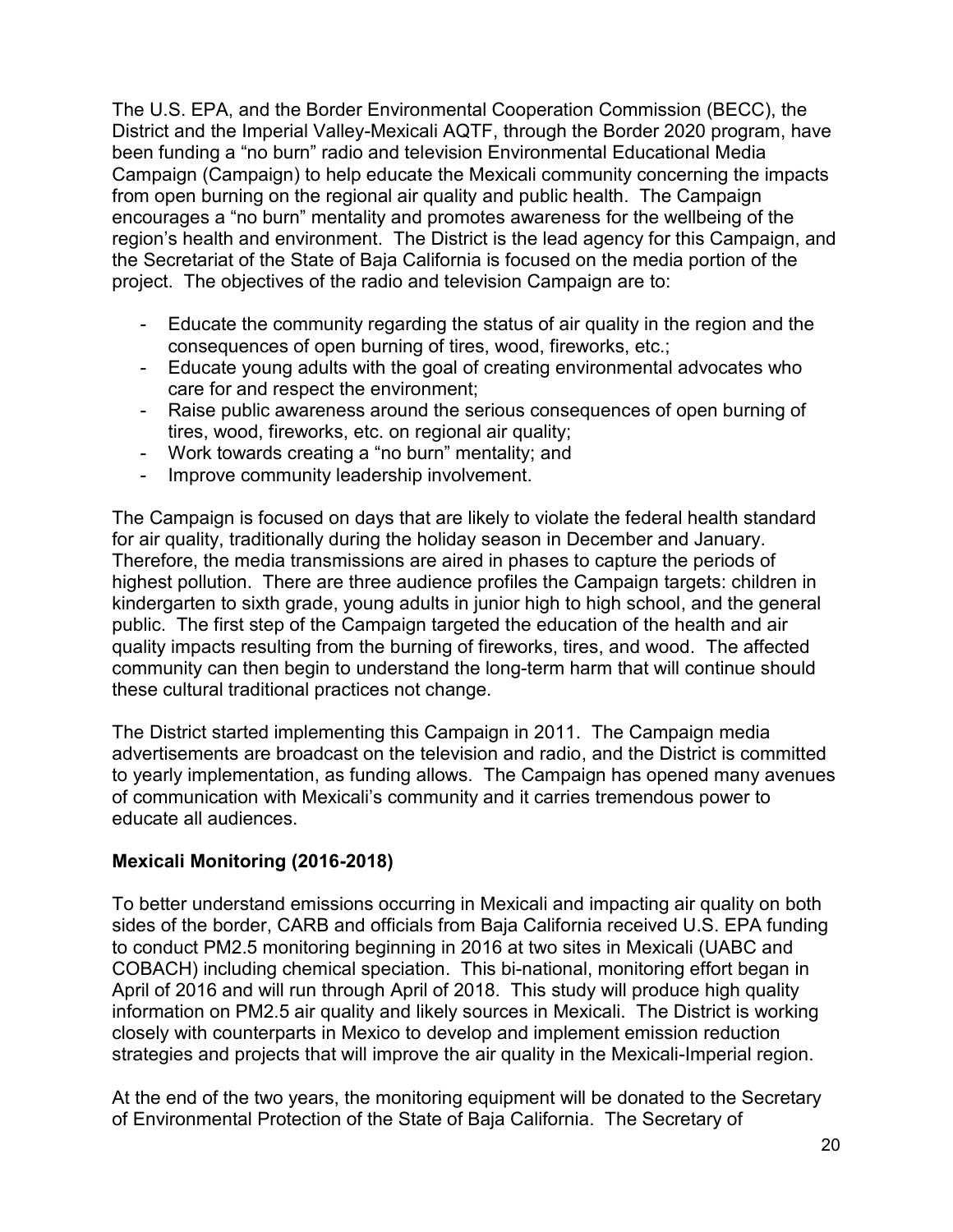The U.S. EPA, and the Border Environmental Cooperation Commission (BECC), the District and the Imperial Valley-Mexicali AQTF, through the Border 2020 program, have been funding a "no burn" radio and television Environmental Educational Media Campaign (Campaign) to help educate the Mexicali community concerning the impacts from open burning on the regional air quality and public health. The Campaign encourages a "no burn" mentality and promotes awareness for the wellbeing of the region's health and environment. The District is the lead agency for this Campaign, and the Secretariat of the State of Baja California is focused on the media portion of the project. The objectives of the radio and television Campaign are to:

- Educate the community regarding the status of air quality in the region and the consequences of open burning of tires, wood, fireworks, etc.;
- Educate young adults with the goal of creating environmental advocates who care for and respect the environment;
- Raise public awareness around the serious consequences of open burning of tires, wood, fireworks, etc. on regional air quality;
- Work towards creating a "no burn" mentality; and
- Improve community leadership involvement.

The Campaign is focused on days that are likely to violate the federal health standard for air quality, traditionally during the holiday season in December and January. Therefore, the media transmissions are aired in phases to capture the periods of highest pollution. There are three audience profiles the Campaign targets: children in kindergarten to sixth grade, young adults in junior high to high school, and the general public. The first step of the Campaign targeted the education of the health and air quality impacts resulting from the burning of fireworks, tires, and wood. The affected community can then begin to understand the long-term harm that will continue should these cultural traditional practices not change.

The District started implementing this Campaign in 2011. The Campaign media advertisements are broadcast on the television and radio, and the District is committed to yearly implementation, as funding allows. The Campaign has opened many avenues of communication with Mexicali's community and it carries tremendous power to educate all audiences.

**Mexicali Monitoring (2016-2018)**

To better understand emissions occurring in Mexicali and impacting air quality on both sides of the border, CARB and officials from Baja California received U.S. EPA funding to conduct PM2.5 monitoring beginning in 2016 at two sites in Mexicali (UABC and COBACH) including chemical speciation. This bi-national, monitoring effort began in April of 2016 and will run through April of 2018. This study will produce high quality information on PM2.5 air quality and likely sources in Mexicali. The District is working closely with counterparts in Mexico to develop and implement emission reduction strategies and projects that will improve the air quality in the Mexicali-Imperial region.

At the end of the two years, the monitoring equipment will be donated to the Secretary of Environmental Protection of the State of Baja California. The Secretary of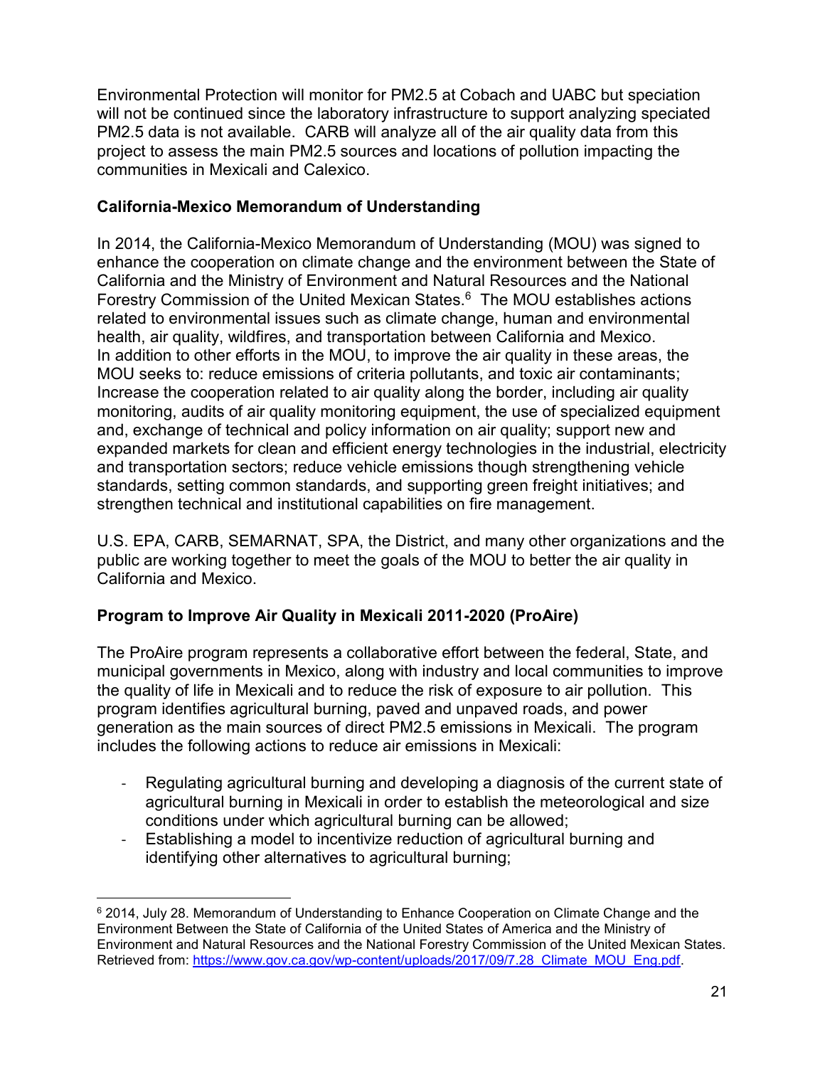Environmental Protection will monitor for PM2.5 at Cobach and UABC but speciation will not be continued since the laboratory infrastructure to support analyzing speciated PM2.5 data is not available. CARB will analyze all of the air quality data from this project to assess the main PM2.5 sources and locations of pollution impacting the communities in Mexicali and Calexico.

**California-Mexico Memorandum of Understanding**

In 2014, the California-Mexico Memorandum of Understanding (MOU) was signed to enhance the cooperation on climate change and the environment between the State of California and the Ministry of Environment and Natural Resources and the National Forestry Commission of the United Mexican States.[6] The MOU establishes actions related to environmental issues such as climate change, human and environmental health, air quality, wildfires, and transportation between California and Mexico. In addition to other efforts in the MOU, to improve the air quality in these areas, the MOU seeks to: reduce emissions of criteria pollutants, and toxic air contaminants; Increase the cooperation related to air quality along the border, including air quality monitoring, audits of air quality monitoring equipment, the use of specialized equipment and, exchange of technical and policy information on air quality; support new and expanded markets for clean and efficient energy technologies in the industrial, electricity and transportation sectors; reduce vehicle emissions though strengthening vehicle standards, setting common standards, and supporting green freight initiatives; and strengthen technical and institutional capabilities on fire management.

U.S. EPA, CARB, SEMARNAT, SPA, the District, and many other organizations and the public are working together to meet the goals of the MOU to better the air quality in California and Mexico.

**Program to Improve Air Quality in Mexicali 2011-2020 (ProAire)**

The ProAire program represents a collaborative effort between the federal, State, and municipal governments in Mexico, along with industry and local communities to improve the quality of life in Mexicali and to reduce the risk of exposure to air pollution. This program identifies agricultural burning, paved and unpaved roads, and power generation as the main sources of direct PM2.5 emissions in Mexicali. The program includes the following actions to reduce air emissions in Mexicali:

- Regulating agricultural burning and developing a diagnosis of the current state of agricultural burning in Mexicali in order to establish the meteorological and size conditions under which agricultural burning can be allowed;
- Establishing a model to incentivize reduction of agricultural burning and identifying other alternatives to agricultural burning;

---

[6] 2014, July 28. Memorandum of Understanding to Enhance Cooperation on Climate Change and the Environment Between the State of California of the United States of America and the Ministry of Environment and Natural Resources and the National Forestry Commission of the United Mexican States. Retrieved from: https://www.gov.ca.gov/wp-content/uploads/2017/09/7.28_Climate_MOU_Eng.pdf.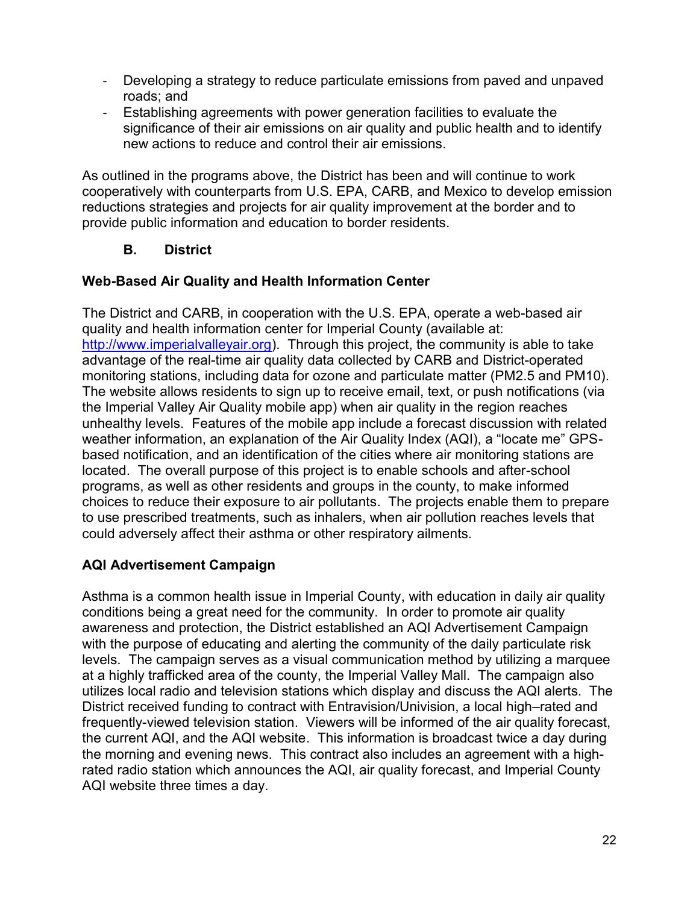- Developing a strategy to reduce particulate emissions from paved and unpaved roads; and
- Establishing agreements with power generation facilities to evaluate the significance of their air emissions on air quality and public health and to identify new actions to reduce and control their air emissions.

As outlined in the programs above, the District has been and will continue to work cooperatively with counterparts from U.S. EPA, CARB, and Mexico to develop emission reductions strategies and projects for air quality improvement at the border and to provide public information and education to border residents.

### B. District

**Web-Based Air Quality and Health Information Center**

The District and CARB, in cooperation with the U.S. EPA, operate a web-based air quality and health information center for Imperial County (available at: [http://www.imperialvalleyair.org](http://www.imperialvalleyair.org)). Through this project, the community is able to take advantage of the real-time air quality data collected by CARB and District-operated monitoring stations, including data for ozone and particulate matter (PM2.5 and PM10). The website allows residents to sign up to receive email, text, or push notifications (via the Imperial Valley Air Quality mobile app) when air quality in the region reaches unhealthy levels. Features of the mobile app include a forecast discussion with related weather information, an explanation of the Air Quality Index (AQI), a "locate me" GPS-based notification, and an identification of the cities where air monitoring stations are located. The overall purpose of this project is to enable schools and after-school programs, as well as other residents and groups in the county, to make informed choices to reduce their exposure to air pollutants. The projects enable them to prepare to use prescribed treatments, such as inhalers, when air pollution reaches levels that could adversely affect their asthma or other respiratory ailments.

**AQI Advertisement Campaign**

Asthma is a common health issue in Imperial County, with education in daily air quality conditions being a great need for the community. In order to promote air quality awareness and protection, the District established an AQI Advertisement Campaign with the purpose of educating and alerting the community of the daily particulate risk levels. The campaign serves as a visual communication method by utilizing a marquee at a highly trafficked area of the county, the Imperial Valley Mall. The campaign also utilizes local radio and television stations which display and discuss the AQI alerts. The District received funding to contract with Entravision/Univision, a local high–rated and frequently-viewed television station. Viewers will be informed of the air quality forecast, the current AQI, and the AQI website. This information is broadcast twice a day during the morning and evening news. This contract also includes an agreement with a high-rated radio station which announces the AQI, air quality forecast, and Imperial County AQI website three times a day.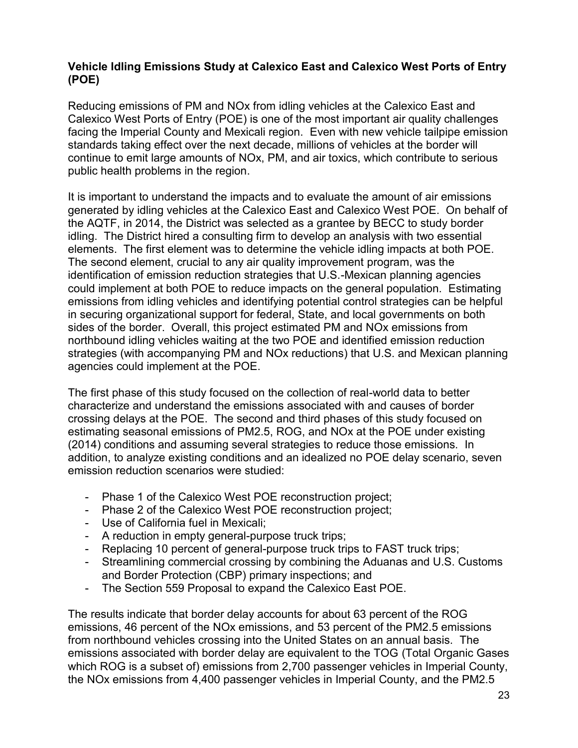**Vehicle Idling Emissions Study at Calexico East and Calexico West Ports of Entry (POE)**

Reducing emissions of PM and NOx from idling vehicles at the Calexico East and Calexico West Ports of Entry (POE) is one of the most important air quality challenges facing the Imperial County and Mexicali region. Even with new vehicle tailpipe emission standards taking effect over the next decade, millions of vehicles at the border will continue to emit large amounts of NOx, PM, and air toxics, which contribute to serious public health problems in the region.

It is important to understand the impacts and to evaluate the amount of air emissions generated by idling vehicles at the Calexico East and Calexico West POE. On behalf of the AQTF, in 2014, the District was selected as a grantee by BECC to study border idling. The District hired a consulting firm to develop an analysis with two essential elements. The first element was to determine the vehicle idling impacts at both POE. The second element, crucial to any air quality improvement program, was the identification of emission reduction strategies that U.S.-Mexican planning agencies could implement at both POE to reduce impacts on the general population. Estimating emissions from idling vehicles and identifying potential control strategies can be helpful in securing organizational support for federal, State, and local governments on both sides of the border. Overall, this project estimated PM and NOx emissions from northbound idling vehicles waiting at the two POE and identified emission reduction strategies (with accompanying PM and NOx reductions) that U.S. and Mexican planning agencies could implement at the POE.

The first phase of this study focused on the collection of real-world data to better characterize and understand the emissions associated with and causes of border crossing delays at the POE. The second and third phases of this study focused on estimating seasonal emissions of PM2.5, ROG, and NOx at the POE under existing (2014) conditions and assuming several strategies to reduce those emissions. In addition, to analyze existing conditions and an idealized no POE delay scenario, seven emission reduction scenarios were studied:

- Phase 1 of the Calexico West POE reconstruction project;
- Phase 2 of the Calexico West POE reconstruction project;
- Use of California fuel in Mexicali;
- A reduction in empty general-purpose truck trips;
- Replacing 10 percent of general-purpose truck trips to FAST truck trips;
- Streamlining commercial crossing by combining the Aduanas and U.S. Customs and Border Protection (CBP) primary inspections; and
- The Section 559 Proposal to expand the Calexico East POE.

The results indicate that border delay accounts for about 63 percent of the ROG emissions, 46 percent of the NOx emissions, and 53 percent of the PM2.5 emissions from northbound vehicles crossing into the United States on an annual basis. The emissions associated with border delay are equivalent to the TOG (Total Organic Gases which ROG is a subset of) emissions from 2,700 passenger vehicles in Imperial County, the NOx emissions from 4,400 passenger vehicles in Imperial County, and the PM2.5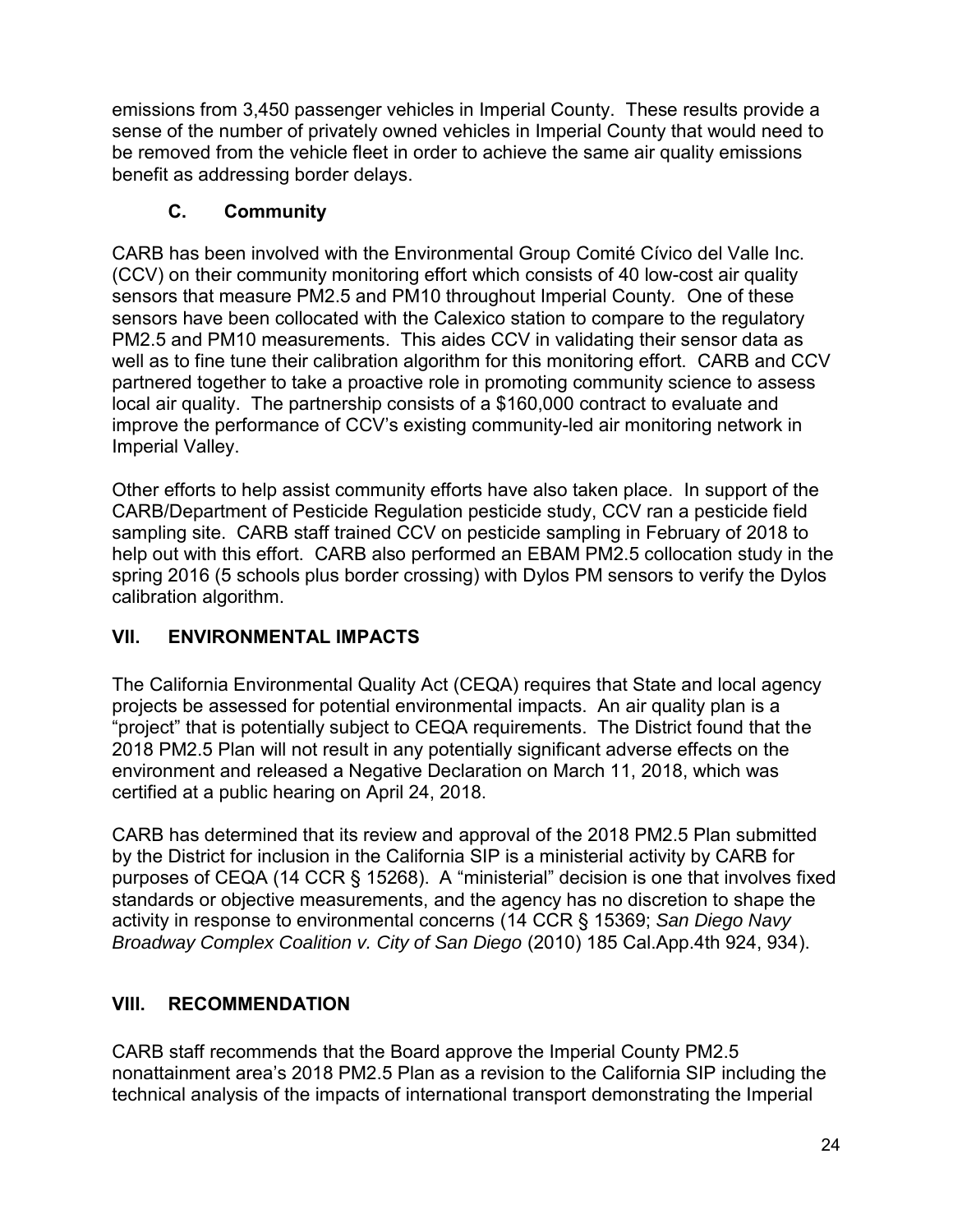emissions from 3,450 passenger vehicles in Imperial County. These results provide a sense of the number of privately owned vehicles in Imperial County that would need to be removed from the vehicle fleet in order to achieve the same air quality emissions benefit as addressing border delays.

### C. Community

CARB has been involved with the Environmental Group Comité Cívico del Valle Inc. (CCV) on their community monitoring effort which consists of 40 low-cost air quality sensors that measure PM2.5 and PM10 throughout Imperial County. One of these sensors have been collocated with the Calexico station to compare to the regulatory PM2.5 and PM10 measurements. This aides CCV in validating their sensor data as well as to fine tune their calibration algorithm for this monitoring effort. CARB and CCV partnered together to take a proactive role in promoting community science to assess local air quality. The partnership consists of a $160,000 contract to evaluate and improve the performance of CCV's existing community-led air monitoring network in Imperial Valley.

Other efforts to help assist community efforts have also taken place. In support of the CARB/Department of Pesticide Regulation pesticide study, CCV ran a pesticide field sampling site. CARB staff trained CCV on pesticide sampling in February of 2018 to help out with this effort. CARB also performed an EBAM PM2.5 collocation study in the spring 2016 (5 schools plus border crossing) with Dylos PM sensors to verify the Dylos calibration algorithm.

## VII. ENVIRONMENTAL IMPACTS

The California Environmental Quality Act (CEQA) requires that State and local agency projects be assessed for potential environmental impacts. An air quality plan is a "project" that is potentially subject to CEQA requirements. The District found that the 2018 PM2.5 Plan will not result in any potentially significant adverse effects on the environment and released a Negative Declaration on March 11, 2018, which was certified at a public hearing on April 24, 2018.

CARB has determined that its review and approval of the 2018 PM2.5 Plan submitted by the District for inclusion in the California SIP is a ministerial activity by CARB for purposes of CEQA (14 CCR § 15268). A "ministerial" decision is one that involves fixed standards or objective measurements, and the agency has no discretion to shape the activity in response to environmental concerns (14 CCR § 15369; *San Diego Navy Broadway Complex Coalition v. City of San Diego* (2010) 185 Cal.App.4th 924, 934).

## VIII. RECOMMENDATION

CARB staff recommends that the Board approve the Imperial County PM2.5 nonattainment area's 2018 PM2.5 Plan as a revision to the California SIP including the technical analysis of the impacts of international transport demonstrating the Imperial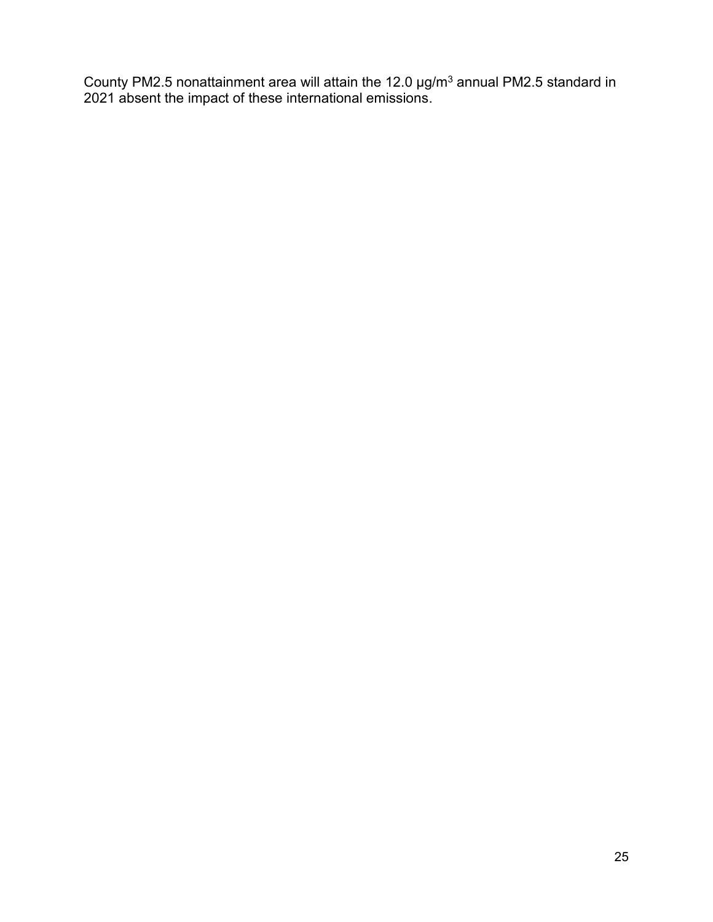County PM2.5 nonattainment area will attain the 12.0 µg/m$^3$ annual PM2.5 standard in 2021 absent the impact of these international emissions.